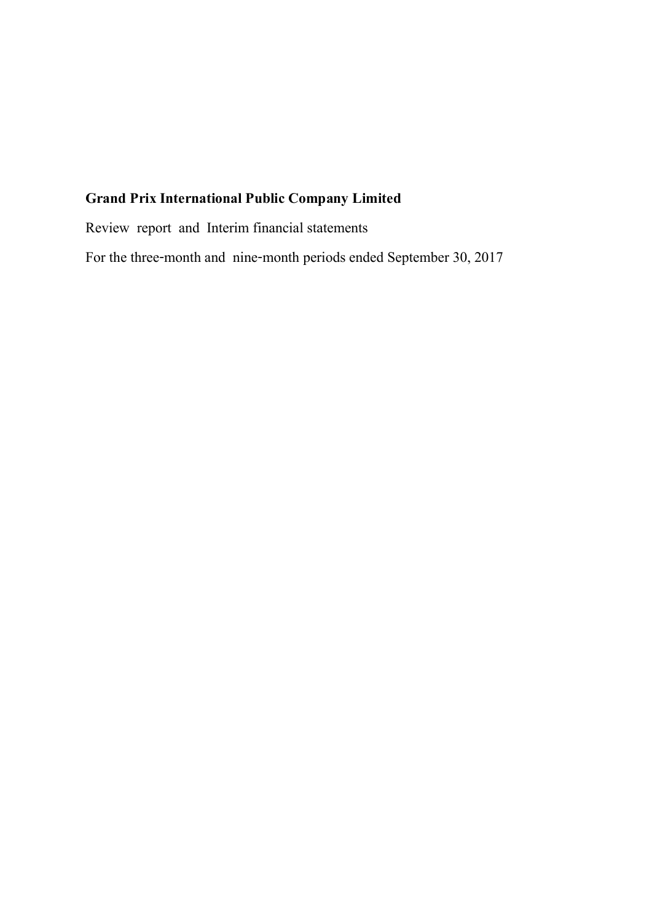**Grand Prix International Public Company Limited**

Review report and Interim financial statements

For the three-month and nine-month periods ended September 30, 2017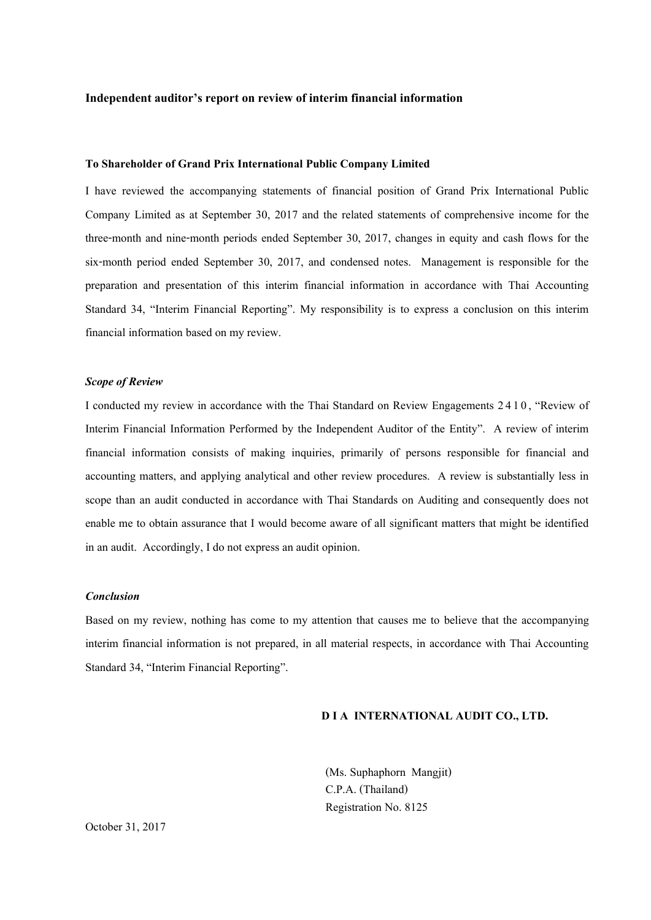## Independent auditor's report on review of interim financial information

**To Shareholder of Grand Prix International Public Company Limited**

I have reviewed the accompanying statements of financial position of Grand Prix International Public Company Limited as at September 30, 2017 and the related statements of comprehensive income for the three-month and nine-month periods ended September 30, 2017, changes in equity and cash flows for the six-month period ended September 30, 2017, and condensed notes. Management is responsible for the preparation and presentation of this interim financial information in accordance with Thai Accounting Standard 34, "Interim Financial Reporting". My responsibility is to express a conclusion on this interim financial information based on my review.

***Scope of Review***

I conducted my review in accordance with the Thai Standard on Review Engagements 2410, "Review of Interim Financial Information Performed by the Independent Auditor of the Entity". A review of interim financial information consists of making inquiries, primarily of persons responsible for financial and accounting matters, and applying analytical and other review procedures. A review is substantially less in scope than an audit conducted in accordance with Thai Standards on Auditing and consequently does not enable me to obtain assurance that I would become aware of all significant matters that might be identified in an audit. Accordingly, I do not express an audit opinion.

***Conclusion***

Based on my review, nothing has come to my attention that causes me to believe that the accompanying interim financial information is not prepared, in all material respects, in accordance with Thai Accounting Standard 34, "Interim Financial Reporting".

**D I A INTERNATIONAL AUDIT CO., LTD.**

(Ms. Suphaphorn Mangjit)
C.P.A. (Thailand)
Registration No. 8125

October 31, 2017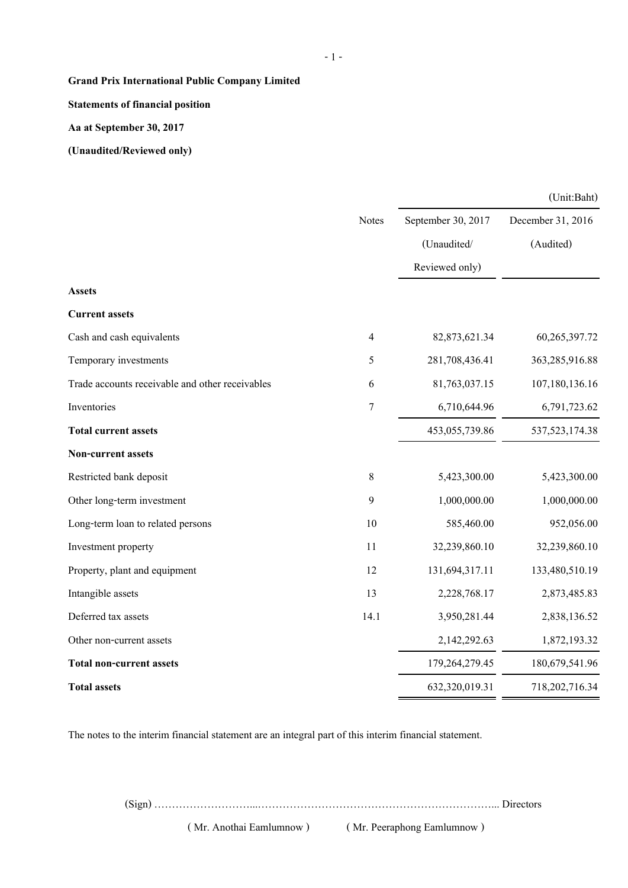**Grand Prix International Public Company Limited**

**Statements of financial position**

**Aa at September 30, 2017**

**(Unaudited/Reviewed only)**

(Unit:Baht)

| | Notes | September 30, 2017 (Unaudited/ Reviewed only) | December 31, 2016 (Audited) |
|---|---|---|---|
| **Assets** | | | |
| **Current assets** | | | |
| Cash and cash equivalents | 4 | 82,873,621.34 | 60,265,397.72 |
| Temporary investments | 5 | 281,708,436.41 | 363,285,916.88 |
| Trade accounts receivable and other receivables | 6 | 81,763,037.15 | 107,180,136.16 |
| Inventories | 7 | 6,710,644.96 | 6,791,723.62 |
| **Total current assets** | | 453,055,739.86 | 537,523,174.38 |
| **Non-current assets** | | | |
| Restricted bank deposit | 8 | 5,423,300.00 | 5,423,300.00 |
| Other long-term investment | 9 | 1,000,000.00 | 1,000,000.00 |
| Long-term loan to related persons | 10 | 585,460.00 | 952,056.00 |
| Investment property | 11 | 32,239,860.10 | 32,239,860.10 |
| Property, plant and equipment | 12 | 131,694,317.11 | 133,480,510.19 |
| Intangible assets | 13 | 2,228,768.17 | 2,873,485.83 |
| Deferred tax assets | 14.1 | 3,950,281.44 | 2,838,136.52 |
| Other non-current assets | | 2,142,292.63 | 1,872,193.32 |
| **Total non-current assets** | | 179,264,279.45 | 180,679,541.96 |
| **Total assets** | | 632,320,019.31 | 718,202,716.34 |

The notes to the interim financial statement are an integral part of this interim financial statement.

(Sign) ………………………...………………………………………………………... Directors

( Mr. Anothai Eamlumnow ) ( Mr. Peeraphong Eamlumnow )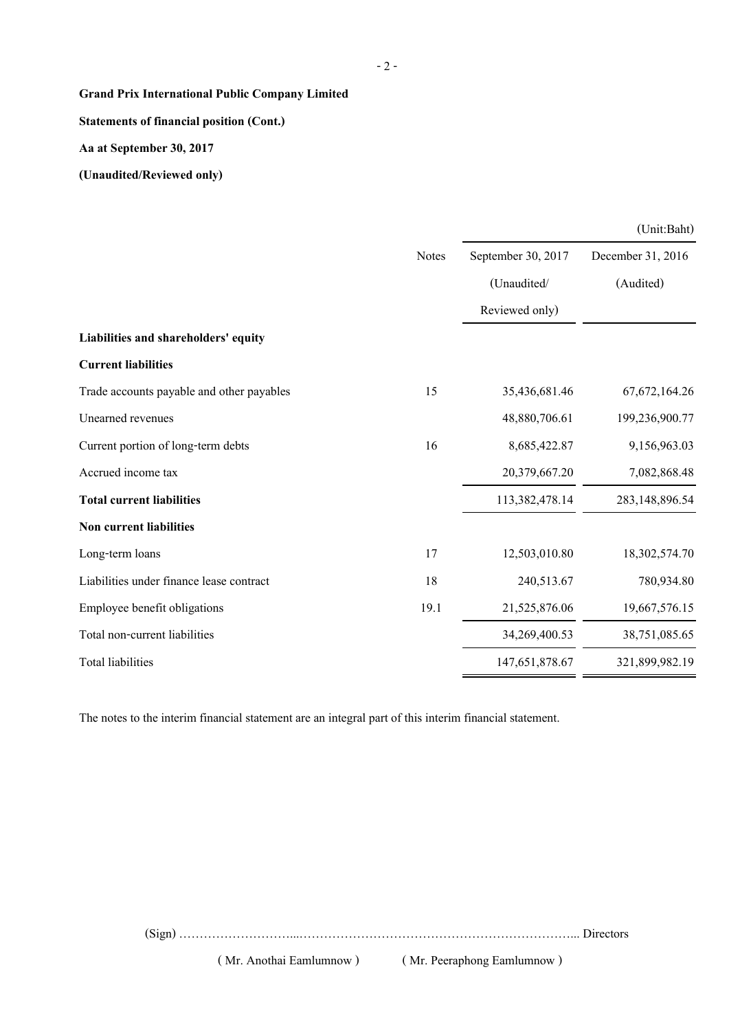**Grand Prix International Public Company Limited**

**Statements of financial position (Cont.)**

**Aa at September 30, 2017**

**(Unaudited/Reviewed only)**

(Unit:Baht)

| | Notes | September 30, 2017 (Unaudited/ Reviewed only) | December 31, 2016 (Audited) |
|---|---|---|---|
| **Liabilities and shareholders' equity** | | | |
| **Current liabilities** | | | |
| Trade accounts payable and other payables | 15 | 35,436,681.46 | 67,672,164.26 |
| Unearned revenues | | 48,880,706.61 | 199,236,900.77 |
| Current portion of long-term debts | 16 | 8,685,422.87 | 9,156,963.03 |
| Accrued income tax | | 20,379,667.20 | 7,082,868.48 |
| **Total current liabilities** | | 113,382,478.14 | 283,148,896.54 |
| **Non current liabilities** | | | |
| Long-term loans | 17 | 12,503,010.80 | 18,302,574.70 |
| Liabilities under finance lease contract | 18 | 240,513.67 | 780,934.80 |
| Employee benefit obligations | 19.1 | 21,525,876.06 | 19,667,576.15 |
| Total non-current liabilities | | 34,269,400.53 | 38,751,085.65 |
| Total liabilities | | 147,651,878.67 | 321,899,982.19 |

The notes to the interim financial statement are an integral part of this interim financial statement.

(Sign) ……………………...…………………………………………………………... Directors

( Mr. Anothai Eamlumnow ) ( Mr. Peeraphong Eamlumnow )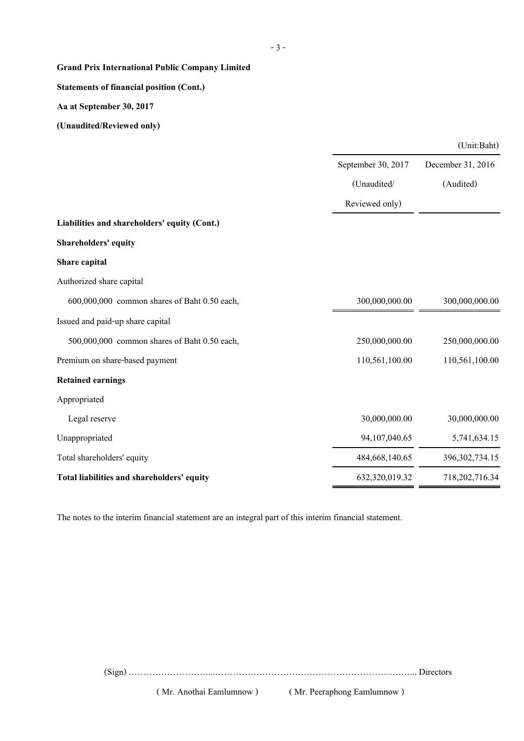**Grand Prix International Public Company Limited**

**Statements of financial position (Cont.)**

**Aa at September 30, 2017**

**(Unaudited/Reviewed only)**

(Unit:Baht)

| | September 30, 2017 (Unaudited/ Reviewed only) | December 31, 2016 (Audited) |
|---|---|---|
| **Liabilities and shareholders' equity (Cont.)** | | |
| **Shareholders' equity** | | |
| **Share capital** | | |
| Authorized share capital | | |
| 600,000,000 common shares of Baht 0.50 each, | 300,000,000.00 | 300,000,000.00 |
| Issued and paid-up share capital | | |
| 500,000,000 common shares of Baht 0.50 each, | 250,000,000.00 | 250,000,000.00 |
| Premium on share-based payment | 110,561,100.00 | 110,561,100.00 |
| **Retained earnings** | | |
| Appropriated | | |
| Legal reserve | 30,000,000.00 | 30,000,000.00 |
| Unappropriated | 94,107,040.65 | 5,741,634.15 |
| Total shareholders' equity | 484,668,140.65 | 396,302,734.15 |
| **Total liabilities and shareholders' equity** | 632,320,019.32 | 718,202,716.34 |

The notes to the interim financial statement are an integral part of this interim financial statement.

(Sign) ……………………...………………………………………………………….. Directors

( Mr. Anothai Eamlumnow ) ( Mr. Peeraphong Eamlumnow )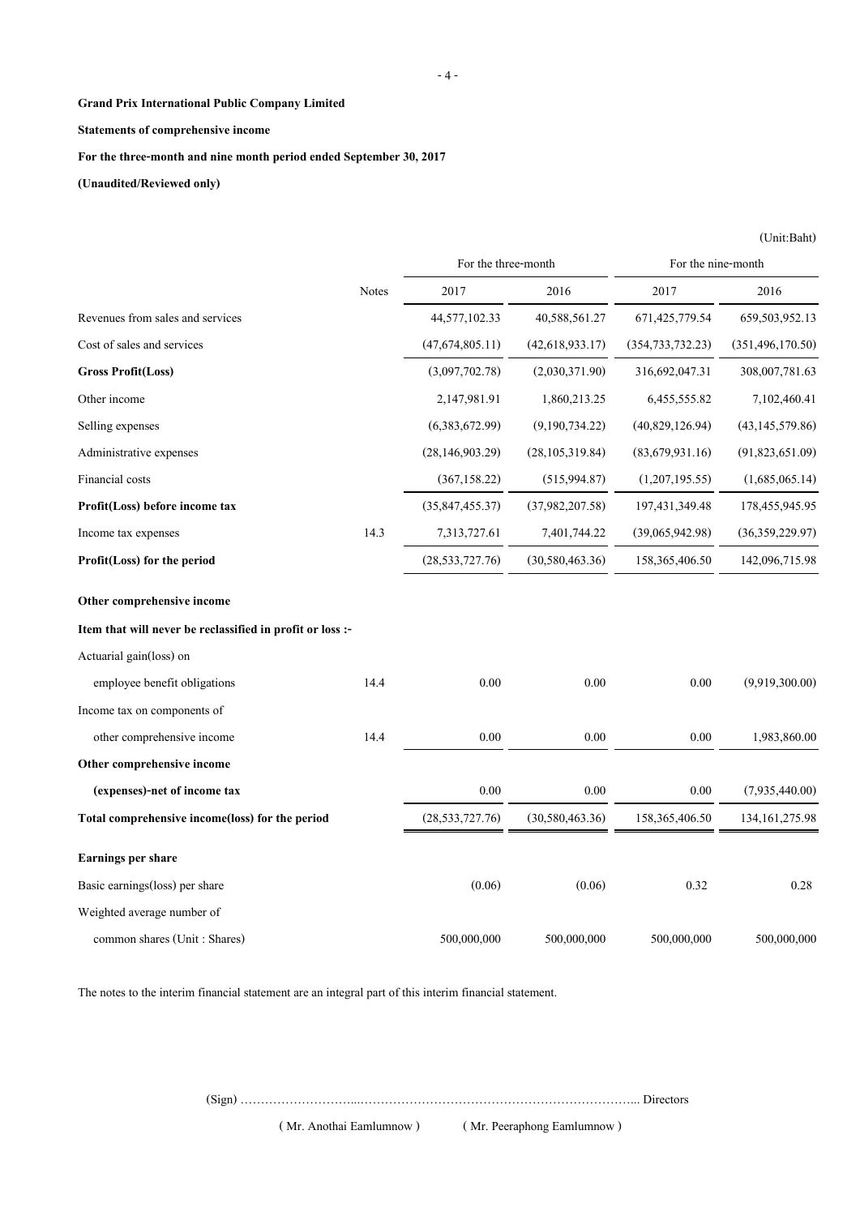**Grand Prix International Public Company Limited**

**Statements of comprehensive income**

**For the three-month and nine month period ended September 30, 2017**

**(Unaudited/Reviewed only)**

(Unit:Baht)

| | Notes | For the three-month | | For the nine-month | |
|---|---|---|---|---|---|
| | | 2017 | 2016 | 2017 | 2016 |
| Revenues from sales and services | | 44,577,102.33 | 40,588,561.27 | 671,425,779.54 | 659,503,952.13 |
| Cost of sales and services | | (47,674,805.11) | (42,618,933.17) | (354,733,732.23) | (351,496,170.50) |
| **Gross Profit(Loss)** | | (3,097,702.78) | (2,030,371.90) | 316,692,047.31 | 308,007,781.63 |
| Other income | | 2,147,981.91 | 1,860,213.25 | 6,455,555.82 | 7,102,460.41 |
| Selling expenses | | (6,383,672.99) | (9,190,734.22) | (40,829,126.94) | (43,145,579.86) |
| Administrative expenses | | (28,146,903.29) | (28,105,319.84) | (83,679,931.16) | (91,823,651.09) |
| Financial costs | | (367,158.22) | (515,994.87) | (1,207,195.55) | (1,685,065.14) |
| **Profit(Loss) before income tax** | | (35,847,455.37) | (37,982,207.58) | 197,431,349.48 | 178,455,945.95 |
| Income tax expenses | 14.3 | 7,313,727.61 | 7,401,744.22 | (39,065,942.98) | (36,359,229.97) |
| **Profit(Loss) for the period** | | (28,533,727.76) | (30,580,463.36) | 158,365,406.50 | 142,096,715.98 |
| **Other comprehensive income** | | | | | |
| **Item that will never be reclassified in profit or loss :-** | | | | | |
| Actuarial gain(loss) on | | | | | |
| employee benefit obligations | 14.4 | 0.00 | 0.00 | 0.00 | (9,919,300.00) |
| Income tax on components of | | | | | |
| other comprehensive income | 14.4 | 0.00 | 0.00 | 0.00 | 1,983,860.00 |
| **Other comprehensive income** | | | | | |
| **(expenses)-net of income tax** | | 0.00 | 0.00 | 0.00 | (7,935,440.00) |
| **Total comprehensive income(loss) for the period** | | (28,533,727.76) | (30,580,463.36) | 158,365,406.50 | 134,161,275.98 |
| **Earnings per share** | | | | | |
| Basic earnings(loss) per share | | (0.06) | (0.06) | 0.32 | 0.28 |
| Weighted average number of | | | | | |
| common shares (Unit : Shares) | | 500,000,000 | 500,000,000 | 500,000,000 | 500,000,000 |

The notes to the interim financial statement are an integral part of this interim financial statement.

(Sign) …………………………………………………………………………………….. Directors

( Mr. Anothai Eamlumnow ) ( Mr. Peeraphong Eamlumnow )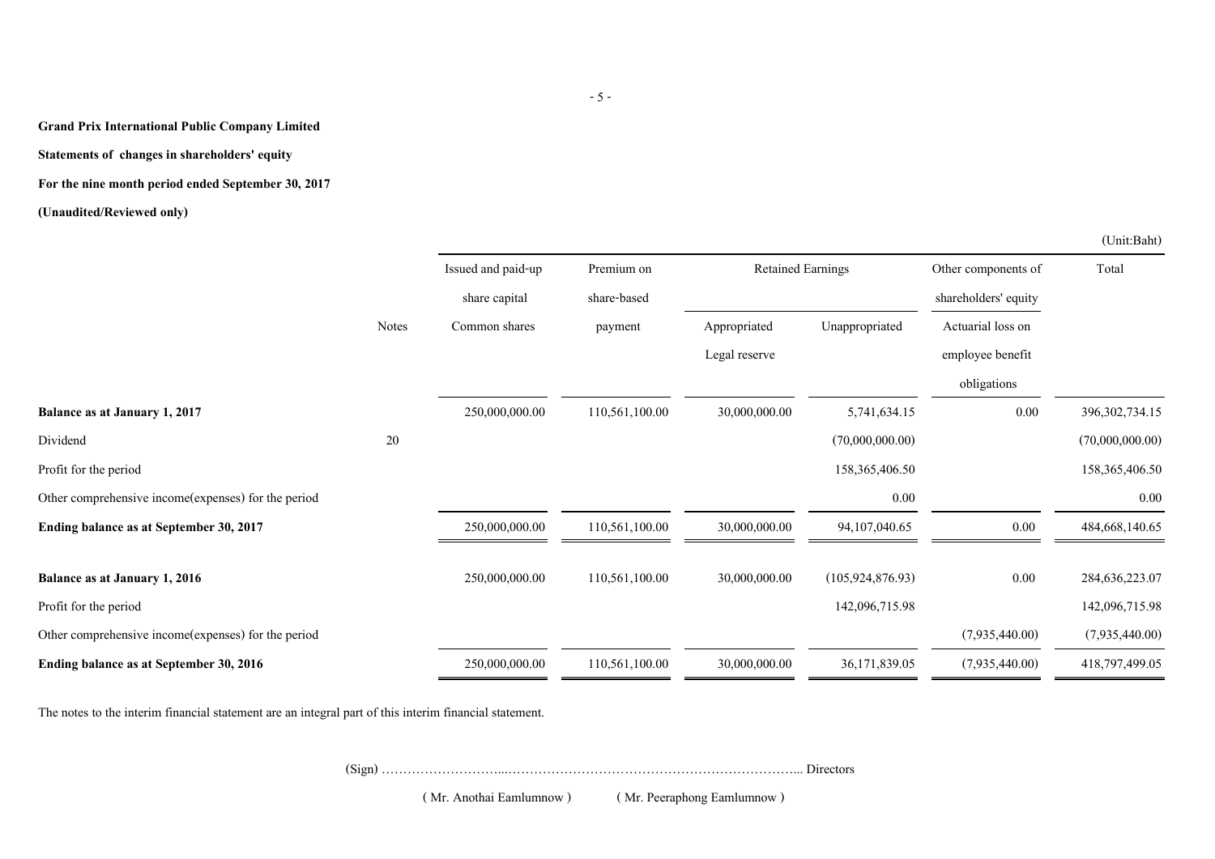**Grand Prix International Public Company Limited**

**Statements of changes in shareholders' equity**

**For the nine month period ended September 30, 2017**

**(Unaudited/Reviewed only)**

(Unit:Baht)

| | Notes | Issued and paid-up share capital | Premium on share-based | Retained Earnings | | Other components of shareholders' equity | Total |
|---|---|---|---|---|---|---|---|
| | | Common shares | payment | Appropriated Legal reserve | Unappropriated | Actuarial loss on employee benefit obligations | |
| **Balance as at January 1, 2017** | | 250,000,000.00 | 110,561,100.00 | 30,000,000.00 | 5,741,634.15 | 0.00 | 396,302,734.15 |
| Dividend | 20 | | | | (70,000,000.00) | | (70,000,000.00) |
| Profit for the period | | | | | 158,365,406.50 | | 158,365,406.50 |
| Other comprehensive income(expenses) for the period | | | | | 0.00 | | 0.00 |
| **Ending balance as at September 30, 2017** | | 250,000,000.00 | 110,561,100.00 | 30,000,000.00 | 94,107,040.65 | 0.00 | 484,668,140.65 |
| **Balance as at January 1, 2016** | | 250,000,000.00 | 110,561,100.00 | 30,000,000.00 | (105,924,876.93) | 0.00 | 284,636,223.07 |
| Profit for the period | | | | | 142,096,715.98 | | 142,096,715.98 |
| Other comprehensive income(expenses) for the period | | | | | | (7,935,440.00) | (7,935,440.00) |
| **Ending balance as at September 30, 2016** | | 250,000,000.00 | 110,561,100.00 | 30,000,000.00 | 36,171,839.05 | (7,935,440.00) | 418,797,499.05 |

The notes to the interim financial statement are an integral part of this interim financial statement.

(Sign) ………………………...…………………………………………………………... Directors

( Mr. Anothai Eamlumnow ) ( Mr. Peeraphong Eamlumnow )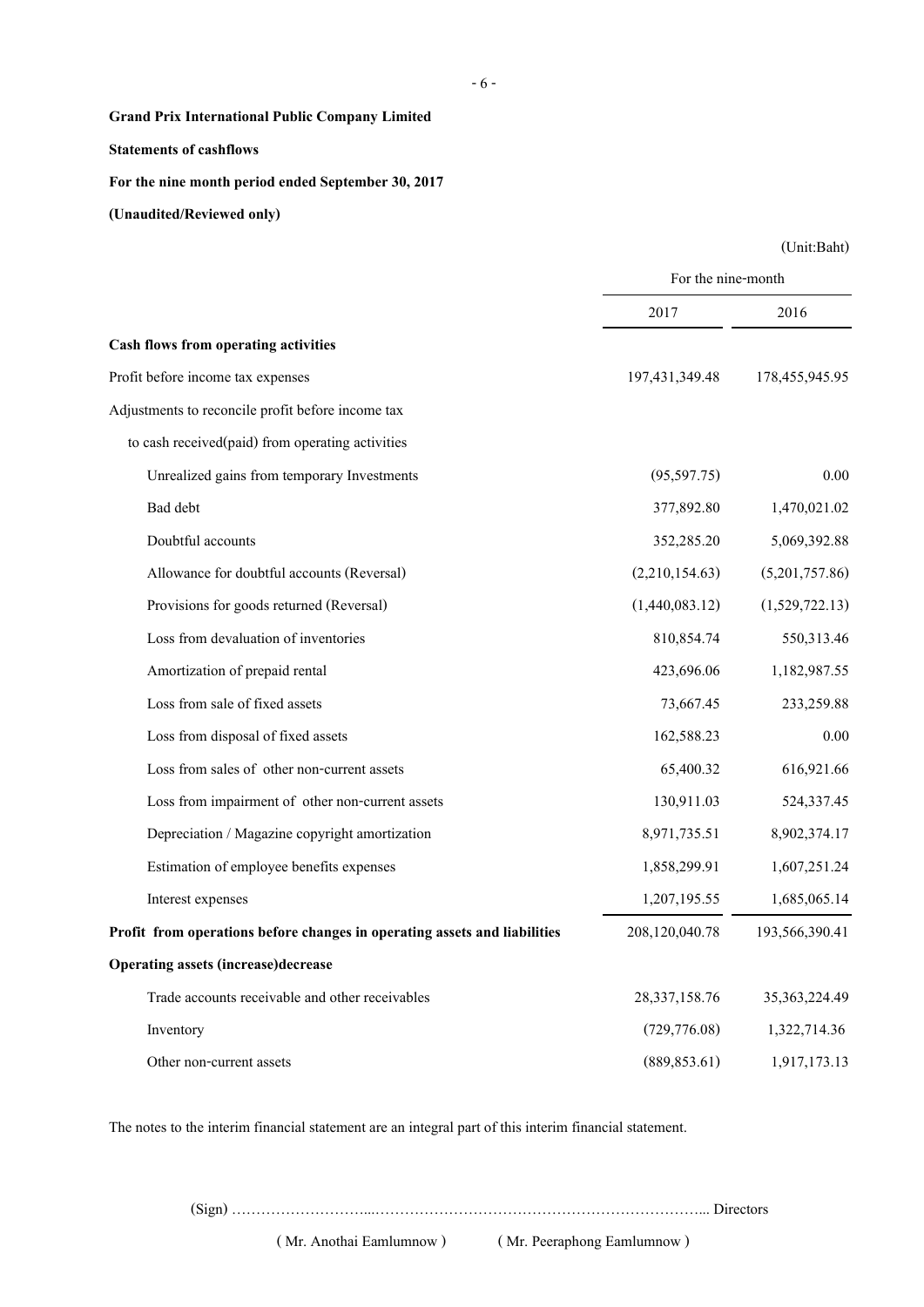**Grand Prix International Public Company Limited**

**Statements of cashflows**

**For the nine month period ended September 30, 2017**

**(Unaudited/Reviewed only)**

(Unit:Baht)

| | For the nine-month | |
|---|---|---|
| | 2017 | 2016 |
| **Cash flows from operating activities** | | |
| Profit before income tax expenses | 197,431,349.48 | 178,455,945.95 |
| Adjustments to reconcile profit before income tax | | |
| to cash received(paid) from operating activities | | |
| Unrealized gains from temporary Investments | (95,597.75) | 0.00 |
| Bad debt | 377,892.80 | 1,470,021.02 |
| Doubtful accounts | 352,285.20 | 5,069,392.88 |
| Allowance for doubtful accounts (Reversal) | (2,210,154.63) | (5,201,757.86) |
| Provisions for goods returned (Reversal) | (1,440,083.12) | (1,529,722.13) |
| Loss from devaluation of inventories | 810,854.74 | 550,313.46 |
| Amortization of prepaid rental | 423,696.06 | 1,182,987.55 |
| Loss from sale of fixed assets | 73,667.45 | 233,259.88 |
| Loss from disposal of fixed assets | 162,588.23 | 0.00 |
| Loss from sales of other non-current assets | 65,400.32 | 616,921.66 |
| Loss from impairment of other non-current assets | 130,911.03 | 524,337.45 |
| Depreciation / Magazine copyright amortization | 8,971,735.51 | 8,902,374.17 |
| Estimation of employee benefits expenses | 1,858,299.91 | 1,607,251.24 |
| Interest expenses | 1,207,195.55 | 1,685,065.14 |
| **Profit from operations before changes in operating assets and liabilities** | 208,120,040.78 | 193,566,390.41 |
| **Operating assets (increase)decrease** | | |
| Trade accounts receivable and other receivables | 28,337,158.76 | 35,363,224.49 |
| Inventory | (729,776.08) | 1,322,714.36 |
| Other non-current assets | (889,853.61) | 1,917,173.13 |

The notes to the interim financial statement are an integral part of this interim financial statement.

(Sign) ………………………...……………………………………………………….. Directors

( Mr. Anothai Eamlumnow ) ( Mr. Peeraphong Eamlumnow )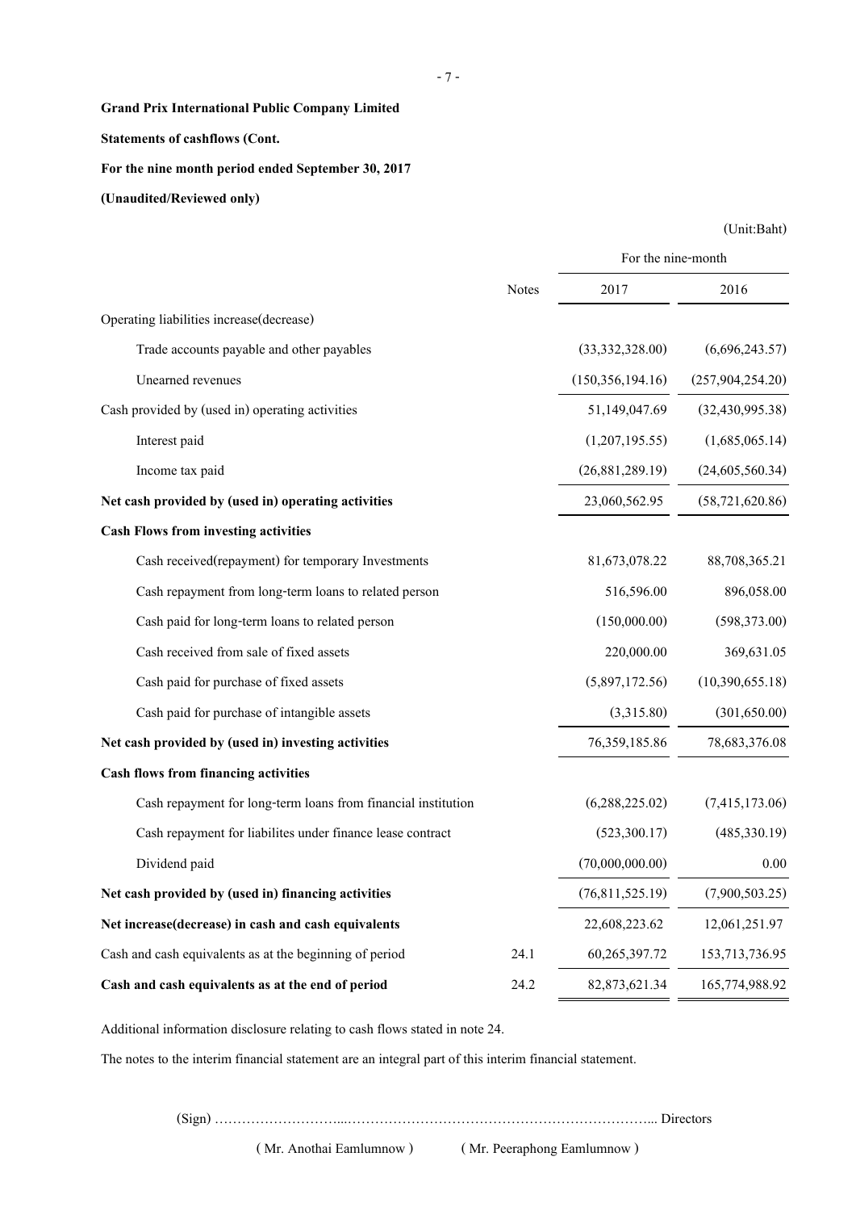**Grand Prix International Public Company Limited**

**Statements of cashflows (Cont.**

**For the nine month period ended September 30, 2017**

**(Unaudited/Reviewed only)**

(Unit:Baht)

| | Notes | For the nine-month | |
|---|---|---|---|
| | | 2017 | 2016 |
| Operating liabilities increase(decrease) | | | |
| Trade accounts payable and other payables | | (33,332,328.00) | (6,696,243.57) |
| Unearned revenues | | (150,356,194.16) | (257,904,254.20) |
| Cash provided by (used in) operating activities | | 51,149,047.69 | (32,430,995.38) |
| Interest paid | | (1,207,195.55) | (1,685,065.14) |
| Income tax paid | | (26,881,289.19) | (24,605,560.34) |
| **Net cash provided by (used in) operating activities** | | 23,060,562.95 | (58,721,620.86) |
| **Cash Flows from investing activities** | | | |
| Cash received(repayment) for temporary Investments | | 81,673,078.22 | 88,708,365.21 |
| Cash repayment from long-term loans to related person | | 516,596.00 | 896,058.00 |
| Cash paid for long-term loans to related person | | (150,000.00) | (598,373.00) |
| Cash received from sale of fixed assets | | 220,000.00 | 369,631.05 |
| Cash paid for purchase of fixed assets | | (5,897,172.56) | (10,390,655.18) |
| Cash paid for purchase of intangible assets | | (3,315.80) | (301,650.00) |
| **Net cash provided by (used in) investing activities** | | 76,359,185.86 | 78,683,376.08 |
| **Cash flows from financing activities** | | | |
| Cash repayment for long-term loans from financial institution | | (6,288,225.02) | (7,415,173.06) |
| Cash repayment for liabilites under finance lease contract | | (523,300.17) | (485,330.19) |
| Dividend paid | | (70,000,000.00) | 0.00 |
| **Net cash provided by (used in) financing activities** | | (76,811,525.19) | (7,900,503.25) |
| **Net increase(decrease) in cash and cash equivalents** | | 22,608,223.62 | 12,061,251.97 |
| Cash and cash equivalents as at the beginning of period | 24.1 | 60,265,397.72 | 153,713,736.95 |
| **Cash and cash equivalents as at the end of period** | 24.2 | 82,873,621.34 | 165,774,988.92 |

Additional information disclosure relating to cash flows stated in note 24.

The notes to the interim financial statement are an integral part of this interim financial statement.

(Sign) ……………………....……………………………………………………….. Directors

( Mr. Anothai Eamlumnow ) ( Mr. Peeraphong Eamlumnow )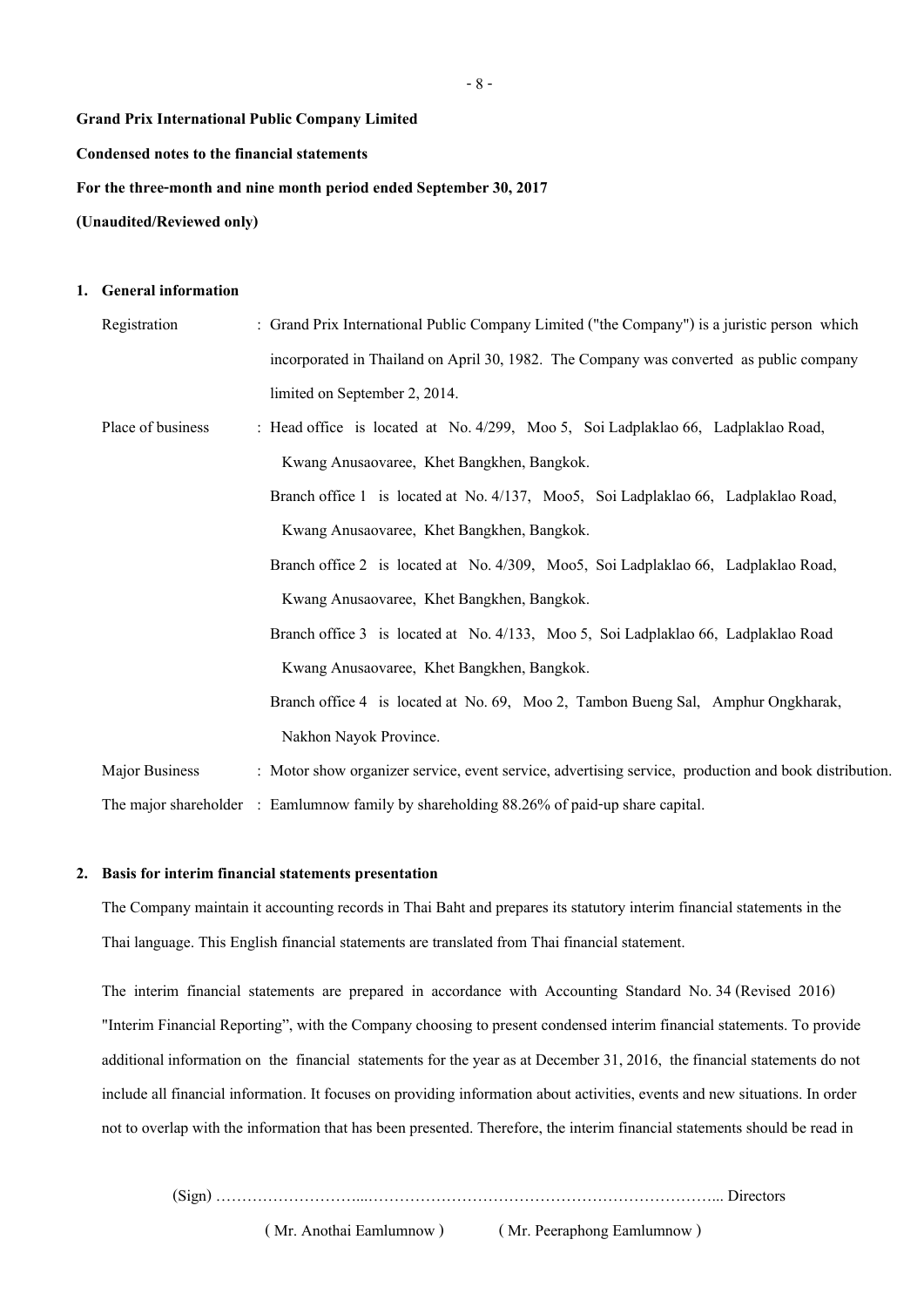**Grand Prix International Public Company Limited**

**Condensed notes to the financial statements**

**For the three-month and nine month period ended September 30, 2017**

**(Unaudited/Reviewed only)**

## 1. General information

| | |
|---|---|
| Registration | : Grand Prix International Public Company Limited ("the Company") is a juristic person which incorporated in Thailand on April 30, 1982. The Company was converted as public company limited on September 2, 2014. |
| Place of business | : Head office is located at No. 4/299, Moo 5, Soi Ladplaklao 66, Ladplaklao Road, Kwang Anusaovaree, Khet Bangkhen, Bangkok. |
| | Branch office 1 is located at No. 4/137, Moo5, Soi Ladplaklao 66, Ladplaklao Road, Kwang Anusaovaree, Khet Bangkhen, Bangkok. |
| | Branch office 2 is located at No. 4/309, Moo5, Soi Ladplaklao 66, Ladplaklao Road, Kwang Anusaovaree, Khet Bangkhen, Bangkok. |
| | Branch office 3 is located at No. 4/133, Moo 5, Soi Ladplaklao 66, Ladplaklao Road Kwang Anusaovaree, Khet Bangkhen, Bangkok. |
| | Branch office 4 is located at No. 69, Moo 2, Tambon Bueng Sal, Amphur Ongkharak, Nakhon Nayok Province. |
| Major Business | : Motor show organizer service, event service, advertising service, production and book distribution. |
| The major shareholder | : Eamlumnow family by shareholding 88.26% of paid-up share capital. |

## 2. Basis for interim financial statements presentation

The Company maintain it accounting records in Thai Baht and prepares its statutory interim financial statements in the Thai language. This English financial statements are translated from Thai financial statement.

The interim financial statements are prepared in accordance with Accounting Standard No. 34 (Revised 2016) "Interim Financial Reporting", with the Company choosing to present condensed interim financial statements. To provide additional information on the financial statements for the year as at December 31, 2016, the financial statements do not include all financial information. It focuses on providing information about activities, events and new situations. In order not to overlap with the information that has been presented. Therefore, the interim financial statements should be read in

(Sign) ……………………....………………………………………………………….. Directors

( Mr. Anothai Eamlumnow ) ( Mr. Peeraphong Eamlumnow )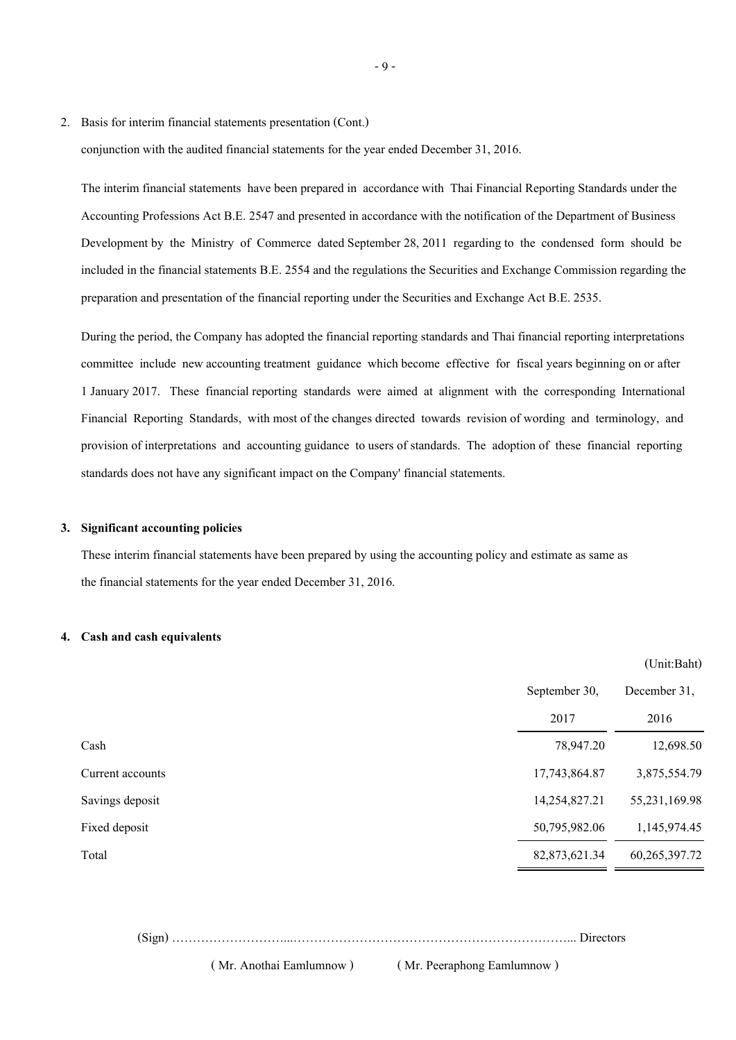2. Basis for interim financial statements presentation (Cont.)

conjunction with the audited financial statements for the year ended December 31, 2016.

The interim financial statements have been prepared in accordance with Thai Financial Reporting Standards under the Accounting Professions Act B.E. 2547 and presented in accordance with the notification of the Department of Business Development by the Ministry of Commerce dated September 28, 2011 regarding to the condensed form should be included in the financial statements B.E. 2554 and the regulations the Securities and Exchange Commission regarding the preparation and presentation of the financial reporting under the Securities and Exchange Act B.E. 2535.

During the period, the Company has adopted the financial reporting standards and Thai financial reporting interpretations committee include new accounting treatment guidance which become effective for fiscal years beginning on or after 1 January 2017. These financial reporting standards were aimed at alignment with the corresponding International Financial Reporting Standards, with most of the changes directed towards revision of wording and terminology, and provision of interpretations and accounting guidance to users of standards. The adoption of these financial reporting standards does not have any significant impact on the Company' financial statements.

**3. Significant accounting policies**

These interim financial statements have been prepared by using the accounting policy and estimate as same as the financial statements for the year ended December 31, 2016.

**4. Cash and cash equivalents**

(Unit:Baht)

| | September 30, 2017 | December 31, 2016 |
|---|---|---|
| Cash | 78,947.20 | 12,698.50 |
| Current accounts | 17,743,864.87 | 3,875,554.79 |
| Savings deposit | 14,254,827.21 | 55,231,169.98 |
| Fixed deposit | 50,795,982.06 | 1,145,974.45 |
| Total | 82,873,621.34 | 60,265,397.72 |

(Sign) ……………………....………………………………………………………... Directors

( Mr. Anothai Eamlumnow ) ( Mr. Peeraphong Eamlumnow )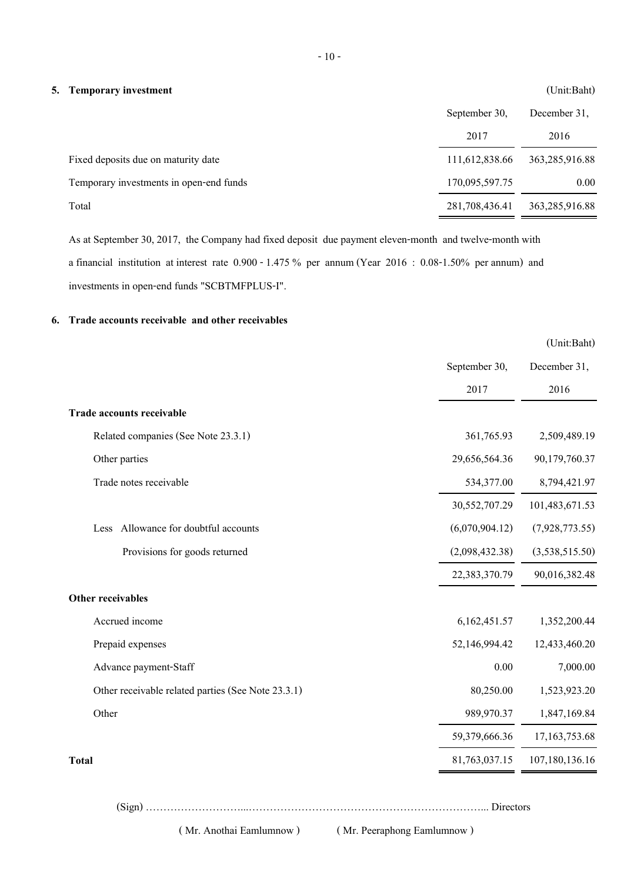## 5. Temporary investment

(Unit:Baht)

| | September 30, 2017 | December 31, 2016 |
|---|---|---|
| Fixed deposits due on maturity date | 111,612,838.66 | 363,285,916.88 |
| Temporary investments in open-end funds | 170,095,597.75 | 0.00 |
| Total | 281,708,436.41 | 363,285,916.88 |

As at September 30, 2017, the Company had fixed deposit due payment eleven-month and twelve-month with a financial institution at interest rate 0.900 - 1.475 % per annum (Year 2016 : 0.08-1.50% per annum) and investments in open-end funds "SCBTMFPLUS-I".

## 6. Trade accounts receivable and other receivables

(Unit:Baht)

| | September 30, 2017 | December 31, 2016 |
|---|---|---|
| **Trade accounts receivable** | | |
| Related companies (See Note 23.3.1) | 361,765.93 | 2,509,489.19 |
| Other parties | 29,656,564.36 | 90,179,760.37 |
| Trade notes receivable | 534,377.00 | 8,794,421.97 |
| | 30,552,707.29 | 101,483,671.53 |
| Less Allowance for doubtful accounts | (6,070,904.12) | (7,928,773.55) |
| Provisions for goods returned | (2,098,432.38) | (3,538,515.50) |
| | 22,383,370.79 | 90,016,382.48 |
| **Other receivables** | | |
| Accrued income | 6,162,451.57 | 1,352,200.44 |
| Prepaid expenses | 52,146,994.42 | 12,433,460.20 |
| Advance payment-Staff | 0.00 | 7,000.00 |
| Other receivable related parties (See Note 23.3.1) | 80,250.00 | 1,523,923.20 |
| Other | 989,970.37 | 1,847,169.84 |
| | 59,379,666.36 | 17,163,753.68 |
| **Total** | 81,763,037.15 | 107,180,136.16 |

(Sign) ………………………...……………………………………………………….. Directors

( Mr. Anothai Eamlumnow ) ( Mr. Peeraphong Eamlumnow )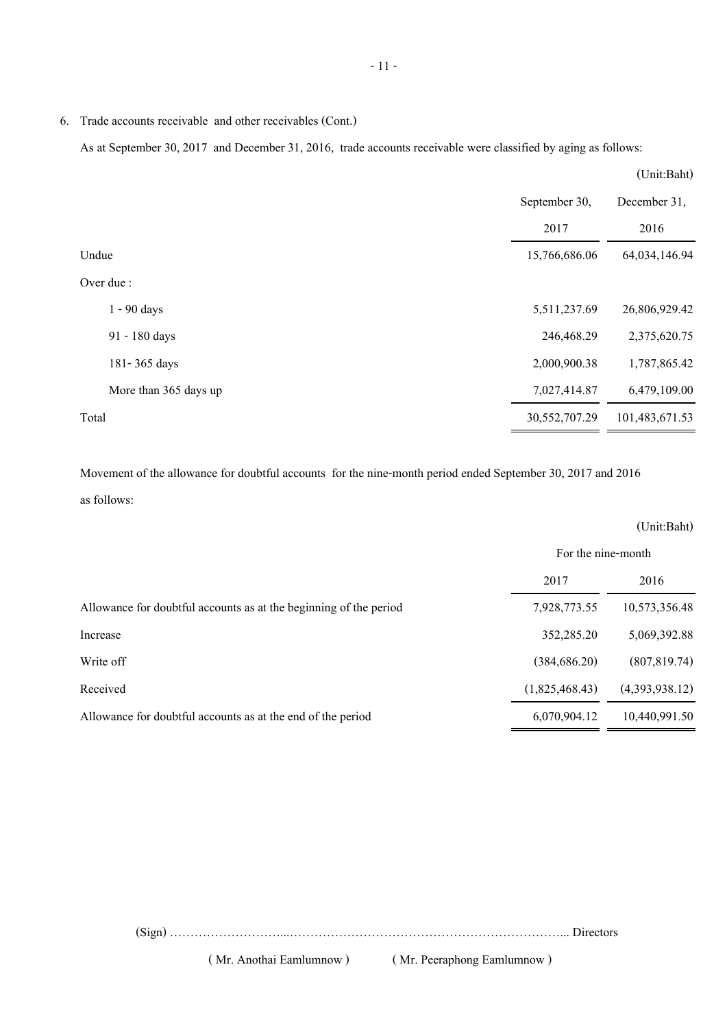6. Trade accounts receivable and other receivables (Cont.)

As at September 30, 2017 and December 31, 2016, trade accounts receivable were classified by aging as follows:

(Unit:Baht)

| | September 30, 2017 | December 31, 2016 |
|---|---|---|
| Undue | 15,766,686.06 | 64,034,146.94 |
| Over due : | | |
| 1 - 90 days | 5,511,237.69 | 26,806,929.42 |
| 91 - 180 days | 246,468.29 | 2,375,620.75 |
| 181- 365 days | 2,000,900.38 | 1,787,865.42 |
| More than 365 days up | 7,027,414.87 | 6,479,109.00 |
| Total | 30,552,707.29 | 101,483,671.53 |

Movement of the allowance for doubtful accounts for the nine-month period ended September 30, 2017 and 2016 as follows:

(Unit:Baht)

| | For the nine-month | |
|---|---|---|
| | 2017 | 2016 |
| Allowance for doubtful accounts as at the beginning of the period | 7,928,773.55 | 10,573,356.48 |
| Increase | 352,285.20 | 5,069,392.88 |
| Write off | (384,686.20) | (807,819.74) |
| Received | (1,825,468.43) | (4,393,938.12) |
| Allowance for doubtful accounts as at the end of the period | 6,070,904.12 | 10,440,991.50 |

(Sign) ……………………...…………………………………………………………... Directors

( Mr. Anothai Eamlumnow ) ( Mr. Peeraphong Eamlumnow )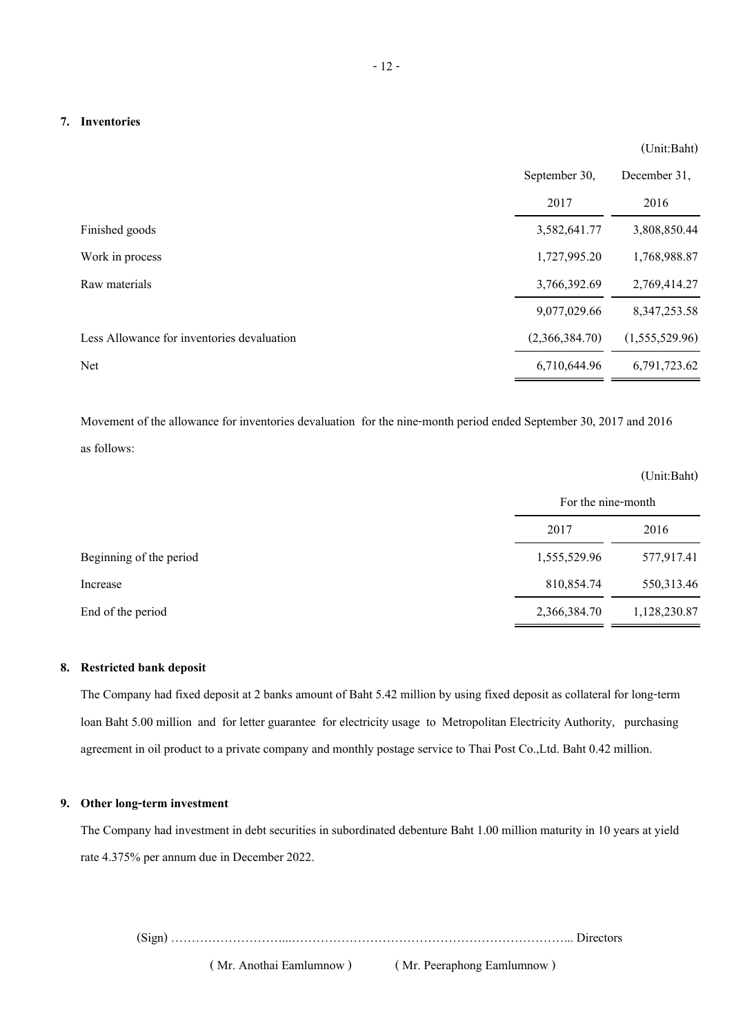## 7. Inventories

(Unit:Baht)

| | September 30, 2017 | December 31, 2016 |
|---|---|---|
| Finished goods | 3,582,641.77 | 3,808,850.44 |
| Work in process | 1,727,995.20 | 1,768,988.87 |
| Raw materials | 3,766,392.69 | 2,769,414.27 |
| | 9,077,029.66 | 8,347,253.58 |
| Less Allowance for inventories devaluation | (2,366,384.70) | (1,555,529.96) |
| Net | 6,710,644.96 | 6,791,723.62 |

Movement of the allowance for inventories devaluation for the nine-month period ended September 30, 2017 and 2016 as follows:

(Unit:Baht)

| | For the nine-month | |
|---|---|---|
| | 2017 | 2016 |
| Beginning of the period | 1,555,529.96 | 577,917.41 |
| Increase | 810,854.74 | 550,313.46 |
| End of the period | 2,366,384.70 | 1,128,230.87 |

## 8. Restricted bank deposit

The Company had fixed deposit at 2 banks amount of Baht 5.42 million by using fixed deposit as collateral for long-term loan Baht 5.00 million and for letter guarantee for electricity usage to Metropolitan Electricity Authority, purchasing agreement in oil product to a private company and monthly postage service to Thai Post Co.,Ltd. Baht 0.42 million.

## 9. Other long-term investment

The Company had investment in debt securities in subordinated debenture Baht 1.00 million maturity in 10 years at yield rate 4.375% per annum due in December 2022.

(Sign) ……………………...…………………………………………………….. Directors

( Mr. Anothai Eamlumnow ) ( Mr. Peeraphong Eamlumnow )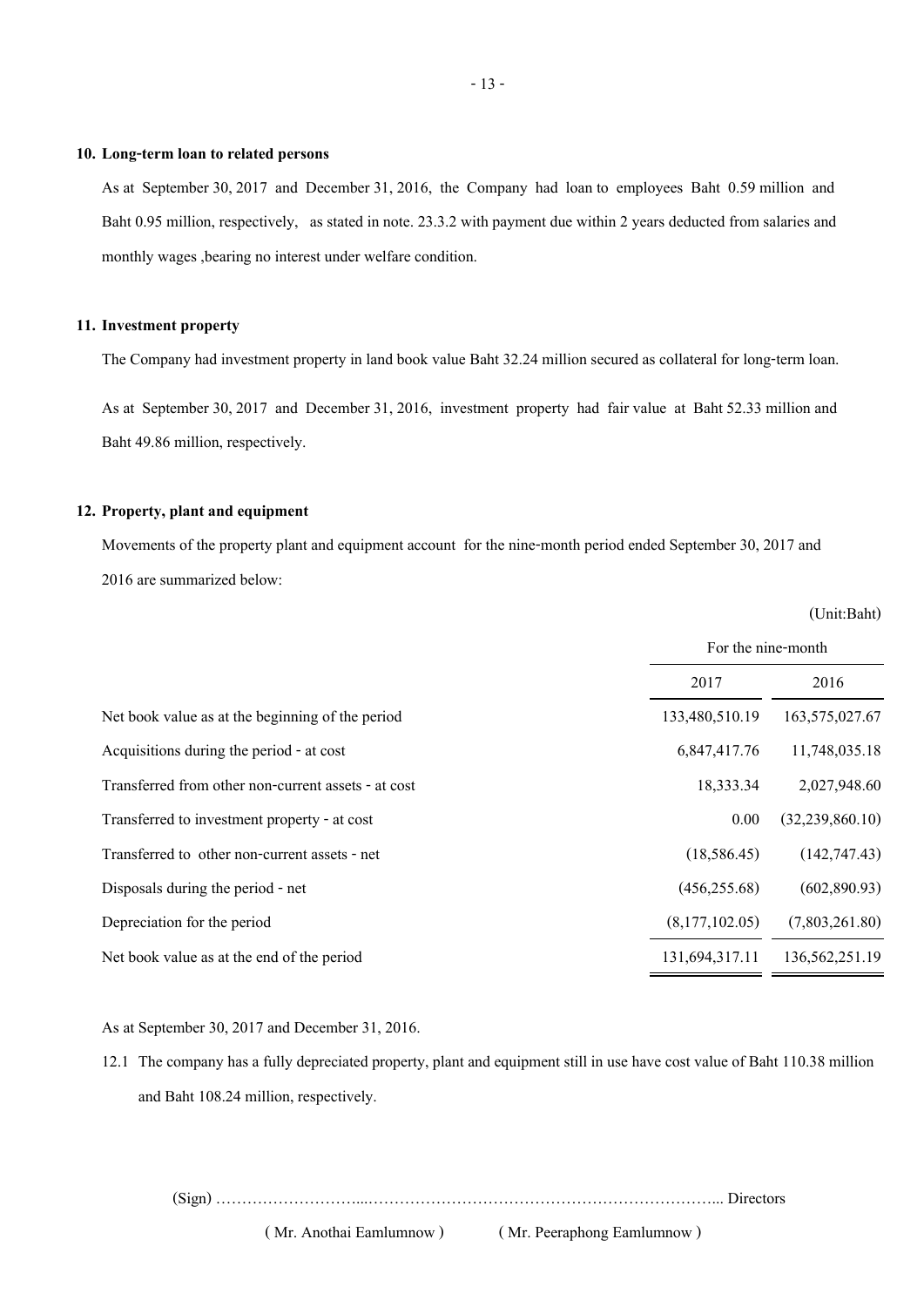## 10. Long-term loan to related persons

As at September 30, 2017 and December 31, 2016, the Company had loan to employees Baht 0.59 million and Baht 0.95 million, respectively, as stated in note. 23.3.2 with payment due within 2 years deducted from salaries and monthly wages ,bearing no interest under welfare condition.

## 11. Investment property

The Company had investment property in land book value Baht 32.24 million secured as collateral for long-term loan.

As at September 30, 2017 and December 31, 2016, investment property had fair value at Baht 52.33 million and Baht 49.86 million, respectively.

## 12. Property, plant and equipment

Movements of the property plant and equipment account for the nine-month period ended September 30, 2017 and 2016 are summarized below:

(Unit:Baht)

| | For the nine-month | |
|---|---|---|
| | 2017 | 2016 |
| Net book value as at the beginning of the period | 133,480,510.19 | 163,575,027.67 |
| Acquisitions during the period - at cost | 6,847,417.76 | 11,748,035.18 |
| Transferred from other non-current assets - at cost | 18,333.34 | 2,027,948.60 |
| Transferred to investment property - at cost | 0.00 | (32,239,860.10) |
| Transferred to other non-current assets - net | (18,586.45) | (142,747.43) |
| Disposals during the period - net | (456,255.68) | (602,890.93) |
| Depreciation for the period | (8,177,102.05) | (7,803,261.80) |
| Net book value as at the end of the period | 131,694,317.11 | 136,562,251.19 |

As at September 30, 2017 and December 31, 2016.

12.1 The company has a fully depreciated property, plant and equipment still in use have cost value of Baht 110.38 million and Baht 108.24 million, respectively.

(Sign) ……………………...…………………………………………………………... Directors

( Mr. Anothai Eamlumnow ) ( Mr. Peeraphong Eamlumnow )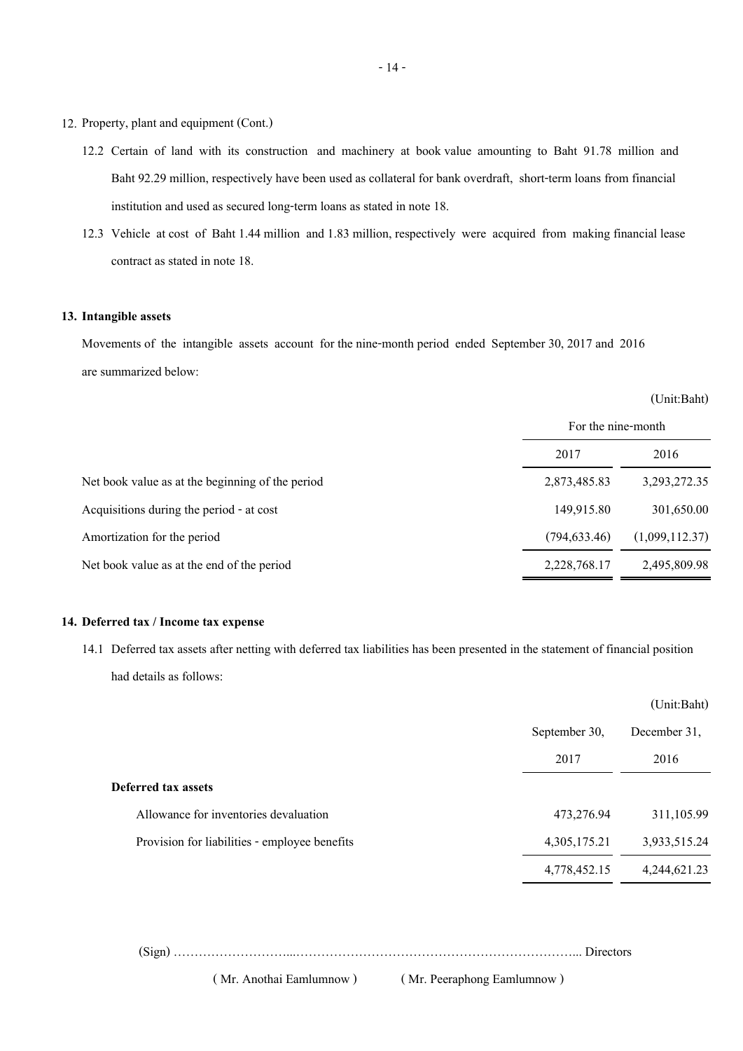12. Property, plant and equipment (Cont.)

12.2 Certain of land with its construction and machinery at book value amounting to Baht 91.78 million and Baht 92.29 million, respectively have been used as collateral for bank overdraft, short-term loans from financial institution and used as secured long-term loans as stated in note 18.

12.3 Vehicle at cost of Baht 1.44 million and 1.83 million, respectively were acquired from making financial lease contract as stated in note 18.

**13. Intangible assets**

Movements of the intangible assets account for the nine-month period ended September 30, 2017 and 2016 are summarized below:

(Unit:Baht)

| | For the nine-month | |
|---|---|---|
| | 2017 | 2016 |
| Net book value as at the beginning of the period | 2,873,485.83 | 3,293,272.35 |
| Acquisitions during the period - at cost | 149,915.80 | 301,650.00 |
| Amortization for the period | (794,633.46) | (1,099,112.37) |
| Net book value as at the end of the period | 2,228,768.17 | 2,495,809.98 |

**14. Deferred tax / Income tax expense**

14.1 Deferred tax assets after netting with deferred tax liabilities has been presented in the statement of financial position had details as follows:

(Unit:Baht)

| | September 30, 2017 | December 31, 2016 |
|---|---|---|
| **Deferred tax assets** | | |
| Allowance for inventories devaluation | 473,276.94 | 311,105.99 |
| Provision for liabilities - employee benefits | 4,305,175.21 | 3,933,515.24 |
| | 4,778,452.15 | 4,244,621.23 |

(Sign) ……………………………………………………………………………………... Directors

( Mr. Anothai Eamlumnow ) ( Mr. Peeraphong Eamlumnow )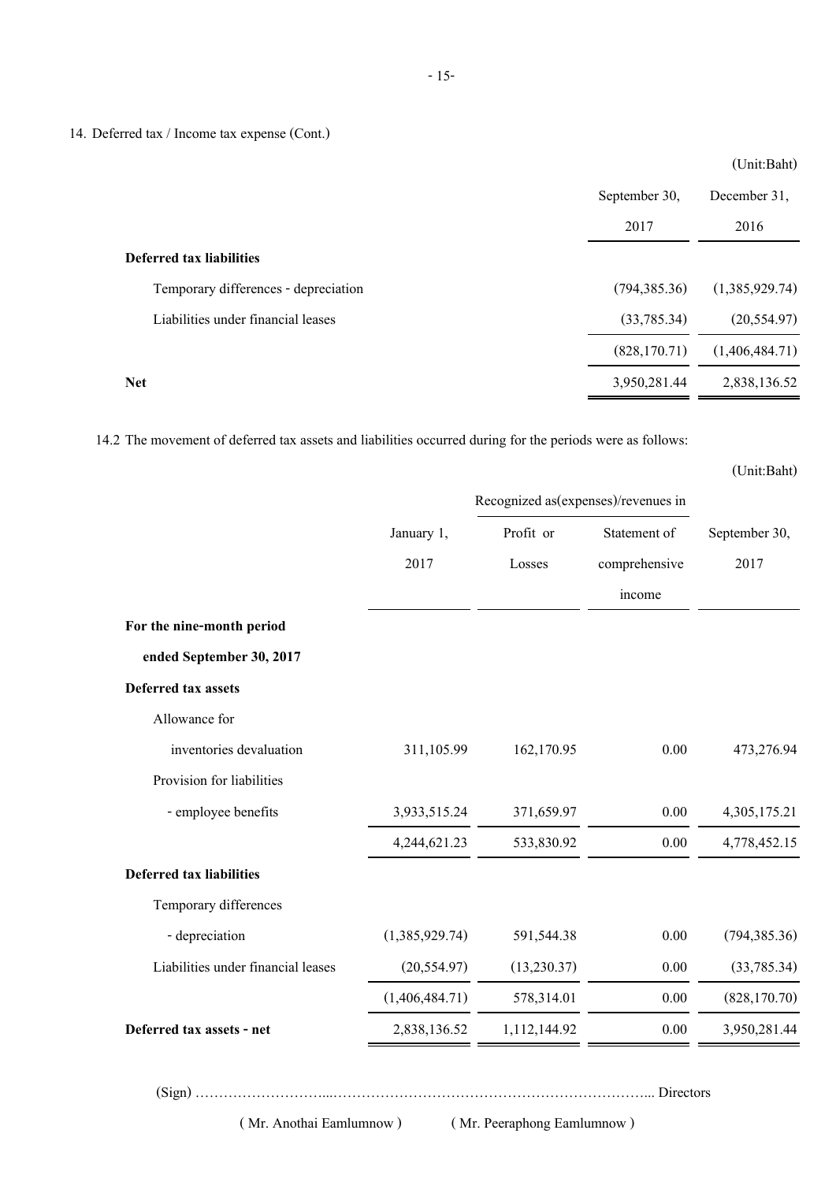14. Deferred tax / Income tax expense (Cont.)

(Unit:Baht)

| | September 30, 2017 | December 31, 2016 |
|---|---|---|
| **Deferred tax liabilities** | | |
| Temporary differences - depreciation | (794,385.36) | (1,385,929.74) |
| Liabilities under financial leases | (33,785.34) | (20,554.97) |
| | (828,170.71) | (1,406,484.71) |
| **Net** | 3,950,281.44 | 2,838,136.52 |

14.2 The movement of deferred tax assets and liabilities occurred during for the periods were as follows:

(Unit:Baht)

| | January 1, 2017 | Recognized as(expenses)/revenues in | | September 30, 2017 |
|---|---|---|---|---|
| | | Profit or Losses | Statement of comprehensive income | |
| **For the nine-month period ended September 30, 2017** | | | | |
| **Deferred tax assets** | | | | |
| Allowance for inventories devaluation | 311,105.99 | 162,170.95 | 0.00 | 473,276.94 |
| Provision for liabilities - employee benefits | 3,933,515.24 | 371,659.97 | 0.00 | 4,305,175.21 |
| | 4,244,621.23 | 533,830.92 | 0.00 | 4,778,452.15 |
| **Deferred tax liabilities** | | | | |
| Temporary differences - depreciation | (1,385,929.74) | 591,544.38 | 0.00 | (794,385.36) |
| Liabilities under financial leases | (20,554.97) | (13,230.37) | 0.00 | (33,785.34) |
| | (1,406,484.71) | 578,314.01 | 0.00 | (828,170.70) |
| **Deferred tax assets - net** | 2,838,136.52 | 1,112,144.92 | 0.00 | 3,950,281.44 |

(Sign) ……………………...………………………………………………………... Directors

( Mr. Anothai Eamlumnow ) ( Mr. Peeraphong Eamlumnow )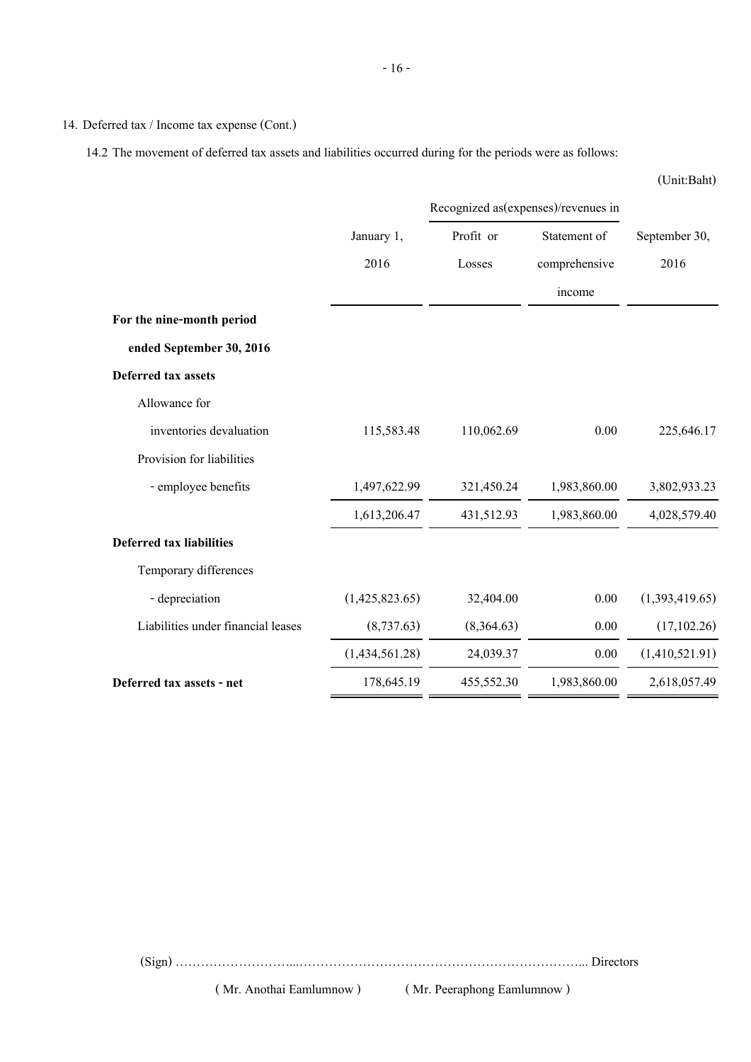14. Deferred tax / Income tax expense (Cont.)

14.2 The movement of deferred tax assets and liabilities occurred during for the periods were as follows:

(Unit:Baht)

| | January 1, 2016 | Recognized as(expenses)/revenues in | | September 30, 2016 |
|---|---|---|---|---|
| | | Profit or Losses | Statement of comprehensive income | |
| **For the nine-month period ended September 30, 2016** | | | | |
| **Deferred tax assets** | | | | |
| Allowance for inventories devaluation | 115,583.48 | 110,062.69 | 0.00 | 225,646.17 |
| Provision for liabilities - employee benefits | 1,497,622.99 | 321,450.24 | 1,983,860.00 | 3,802,933.23 |
| | 1,613,206.47 | 431,512.93 | 1,983,860.00 | 4,028,579.40 |
| **Deferred tax liabilities** | | | | |
| Temporary differences - depreciation | (1,425,823.65) | 32,404.00 | 0.00 | (1,393,419.65) |
| Liabilities under financial leases | (8,737.63) | (8,364.63) | 0.00 | (17,102.26) |
| | (1,434,561.28) | 24,039.37 | 0.00 | (1,410,521.91) |
| **Deferred tax assets - net** | 178,645.19 | 455,552.30 | 1,983,860.00 | 2,618,057.49 |

(Sign) ………………………...………………………………………………………... Directors

( Mr. Anothai Eamlumnow ) ( Mr. Peeraphong Eamlumnow )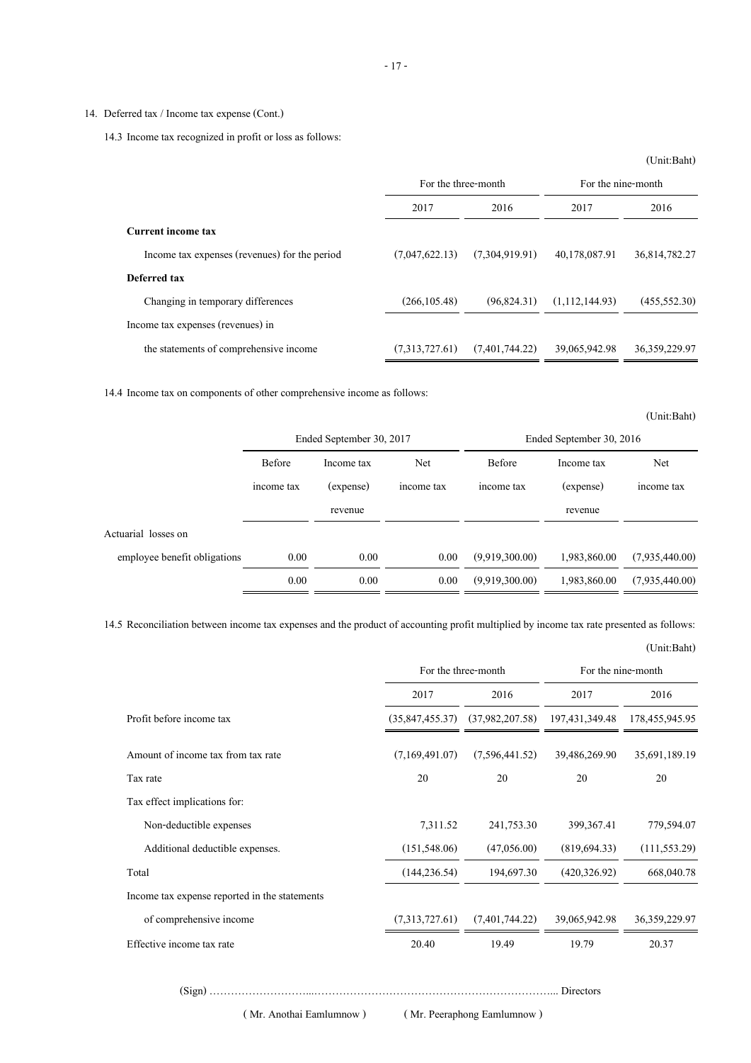14. Deferred tax / Income tax expense (Cont.)

14.3 Income tax recognized in profit or loss as follows:

(Unit:Baht)

| | For the three-month | | For the nine-month | |
|---|---|---|---|---|
| | 2017 | 2016 | 2017 | 2016 |
| **Current income tax** | | | | |
| Income tax expenses (revenues) for the period | (7,047,622.13) | (7,304,919.91) | 40,178,087.91 | 36,814,782.27 |
| **Deferred tax** | | | | |
| Changing in temporary differences | (266,105.48) | (96,824.31) | (1,112,144.93) | (455,552.30) |
| Income tax expenses (revenues) in | | | | |
| the statements of comprehensive income | (7,313,727.61) | (7,401,744.22) | 39,065,942.98 | 36,359,229.97 |

14.4 Income tax on components of other comprehensive income as follows:

(Unit:Baht)

| | Ended September 30, 2017 | | | Ended September 30, 2016 | | |
|---|---|---|---|---|---|---|
| | Before income tax | Income tax (expense) revenue | Net income tax | Before income tax | Income tax (expense) revenue | Net income tax |
| Actuarial losses on | | | | | | |
| employee benefit obligations | 0.00 | 0.00 | 0.00 | (9,919,300.00) | 1,983,860.00 | (7,935,440.00) |
| | 0.00 | 0.00 | 0.00 | (9,919,300.00) | 1,983,860.00 | (7,935,440.00) |

14.5 Reconciliation between income tax expenses and the product of accounting profit multiplied by income tax rate presented as follows:

(Unit:Baht)

| | For the three-month | | For the nine-month | |
|---|---|---|---|---|
| | 2017 | 2016 | 2017 | 2016 |
| Profit before income tax | (35,847,455.37) | (37,982,207.58) | 197,431,349.48 | 178,455,945.95 |
| Amount of income tax from tax rate | (7,169,491.07) | (7,596,441.52) | 39,486,269.90 | 35,691,189.19 |
| Tax rate | 20 | 20 | 20 | 20 |
| Tax effect implications for: | | | | |
| Non-deductible expenses | 7,311.52 | 241,753.30 | 399,367.41 | 779,594.07 |
| Additional deductible expenses. | (151,548.06) | (47,056.00) | (819,694.33) | (111,553.29) |
| Total | (144,236.54) | 194,697.30 | (420,326.92) | 668,040.78 |
| Income tax expense reported in the statements | | | | |
| of comprehensive income | (7,313,727.61) | (7,401,744.22) | 39,065,942.98 | 36,359,229.97 |
| Effective income tax rate | 20.40 | 19.49 | 19.79 | 20.37 |

(Sign) ……………………………………………………………………………………... Directors

( Mr. Anothai Eamlumnow ) ( Mr. Peeraphong Eamlumnow )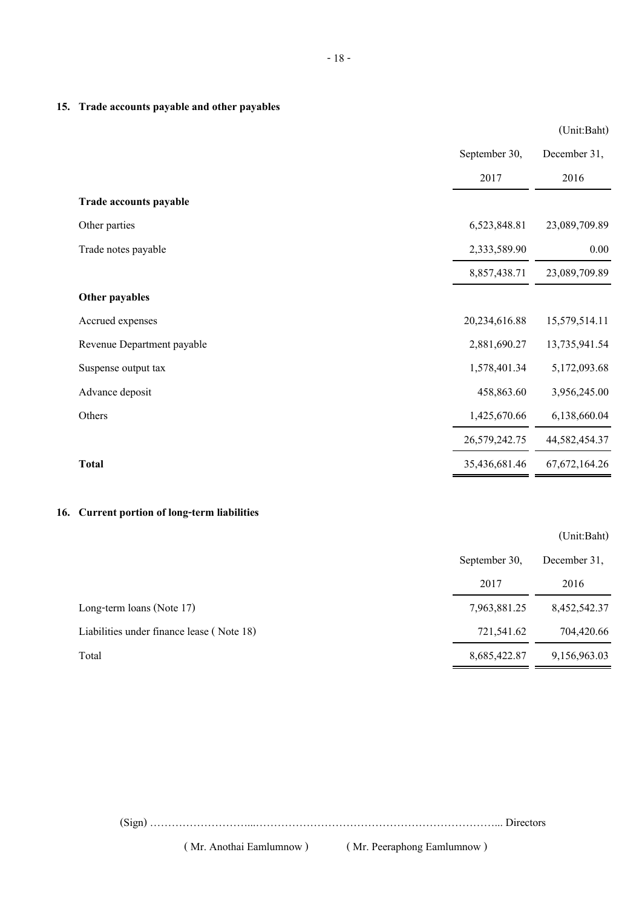## 15. Trade accounts payable and other payables

| | | (Unit:Baht) |
|---|---|---|
| | September 30, 2017 | December 31, 2016 |
| **Trade accounts payable** | | |
| Other parties | 6,523,848.81 | 23,089,709.89 |
| Trade notes payable | 2,333,589.90 | 0.00 |
| | 8,857,438.71 | 23,089,709.89 |
| **Other payables** | | |
| Accrued expenses | 20,234,616.88 | 15,579,514.11 |
| Revenue Department payable | 2,881,690.27 | 13,735,941.54 |
| Suspense output tax | 1,578,401.34 | 5,172,093.68 |
| Advance deposit | 458,863.60 | 3,956,245.00 |
| Others | 1,425,670.66 | 6,138,660.04 |
| | 26,579,242.75 | 44,582,454.37 |
| **Total** | 35,436,681.46 | 67,672,164.26 |

## 16. Current portion of long-term liabilities

| | | (Unit:Baht) |
|---|---|---|
| | September 30, 2017 | December 31, 2016 |
| Long-term loans (Note 17) | 7,963,881.25 | 8,452,542.37 |
| Liabilities under finance lease ( Note 18) | 721,541.62 | 704,420.66 |
| Total | 8,685,422.87 | 9,156,963.03 |

(Sign) ……………………...…………………………………………………………... Directors

( Mr. Anothai Eamlumnow ) ( Mr. Peeraphong Eamlumnow )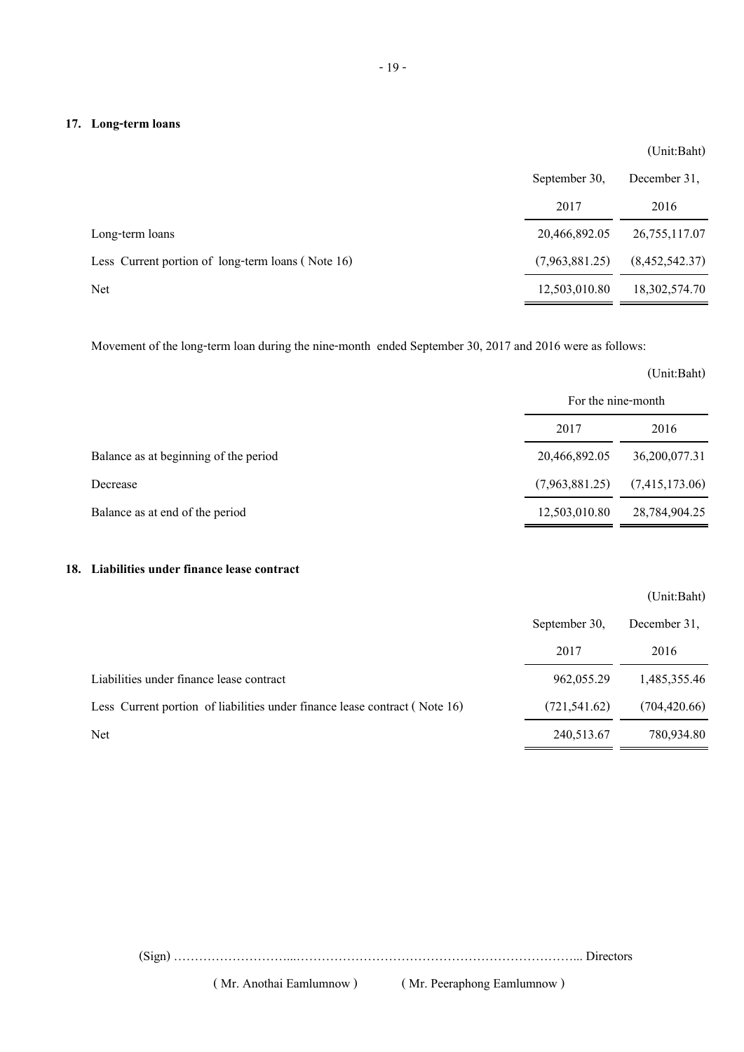## 17. Long-term loans

| | | (Unit:Baht) |
|---|---|---|
| | September 30, | December 31, |
| | 2017 | 2016 |
| Long-term loans | 20,466,892.05 | 26,755,117.07 |
| Less Current portion of long-term loans ( Note 16) | (7,963,881.25) | (8,452,542.37) |
| Net | 12,503,010.80 | 18,302,574.70 |

Movement of the long-term loan during the nine-month ended September 30, 2017 and 2016 were as follows:

| | | (Unit:Baht) |
|---|---|---|
| | For the nine-month | |
| | 2017 | 2016 |
| Balance as at beginning of the period | 20,466,892.05 | 36,200,077.31 |
| Decrease | (7,963,881.25) | (7,415,173.06) |
| Balance as at end of the period | 12,503,010.80 | 28,784,904.25 |

## 18. Liabilities under finance lease contract

| | | (Unit:Baht) |
|---|---|---|
| | September 30, | December 31, |
| | 2017 | 2016 |
| Liabilities under finance lease contract | 962,055.29 | 1,485,355.46 |
| Less Current portion of liabilities under finance lease contract ( Note 16) | (721,541.62) | (704,420.66) |
| Net | 240,513.67 | 780,934.80 |

(Sign) …………………………………………………………………………………... Directors

( Mr. Anothai Eamlumnow ) ( Mr. Peeraphong Eamlumnow )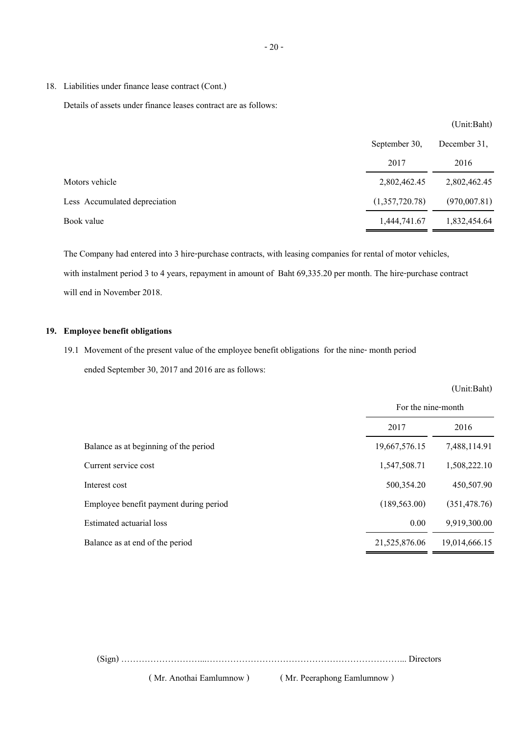18. Liabilities under finance lease contract (Cont.)

Details of assets under finance leases contract are as follows:

(Unit:Baht)

| | September 30, 2017 | December 31, 2016 |
|---|---|---|
| Motors vehicle | 2,802,462.45 | 2,802,462.45 |
| Less Accumulated depreciation | (1,357,720.78) | (970,007.81) |
| Book value | 1,444,741.67 | 1,832,454.64 |

The Company had entered into 3 hire-purchase contracts, with leasing companies for rental of motor vehicles, with instalment period 3 to 4 years, repayment in amount of Baht 69,335.20 per month. The hire-purchase contract will end in November 2018.

**19. Employee benefit obligations**

19.1 Movement of the present value of the employee benefit obligations for the nine- month period ended September 30, 2017 and 2016 are as follows:

(Unit:Baht)

| | For the nine-month | |
|---|---|---|
| | 2017 | 2016 |
| Balance as at beginning of the period | 19,667,576.15 | 7,488,114.91 |
| Current service cost | 1,547,508.71 | 1,508,222.10 |
| Interest cost | 500,354.20 | 450,507.90 |
| Employee benefit payment during period | (189,563.00) | (351,478.76) |
| Estimated actuarial loss | 0.00 | 9,919,300.00 |
| Balance as at end of the period | 21,525,876.06 | 19,014,666.15 |

(Sign) ………………………...……………………………………………………………….. Directors

( Mr. Anothai Eamlumnow ) ( Mr. Peeraphong Eamlumnow )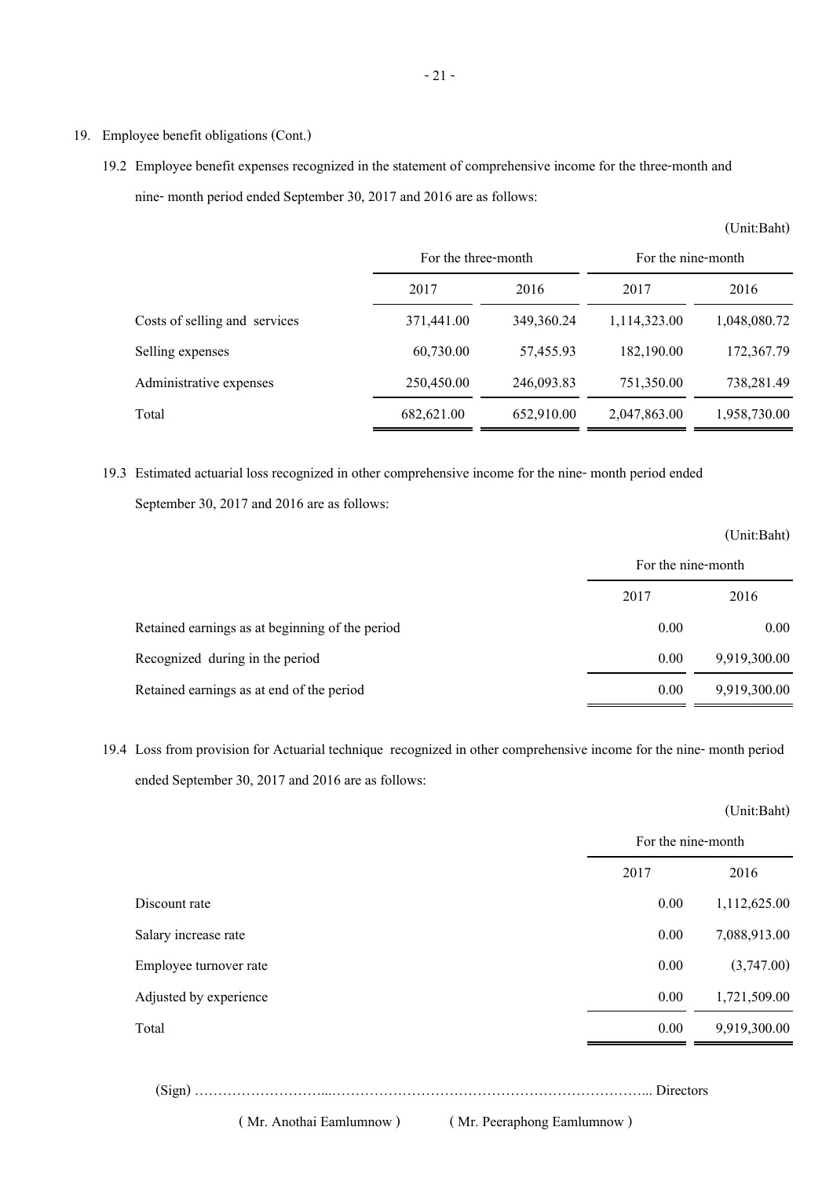19. Employee benefit obligations (Cont.)

19.2 Employee benefit expenses recognized in the statement of comprehensive income for the three-month and nine- month period ended September 30, 2017 and 2016 are as follows:

(Unit:Baht)

| | For the three-month | | For the nine-month | |
|---|---|---|---|---|
| | 2017 | 2016 | 2017 | 2016 |
| Costs of selling and services | 371,441.00 | 349,360.24 | 1,114,323.00 | 1,048,080.72 |
| Selling expenses | 60,730.00 | 57,455.93 | 182,190.00 | 172,367.79 |
| Administrative expenses | 250,450.00 | 246,093.83 | 751,350.00 | 738,281.49 |
| Total | 682,621.00 | 652,910.00 | 2,047,863.00 | 1,958,730.00 |

19.3 Estimated actuarial loss recognized in other comprehensive income for the nine- month period ended September 30, 2017 and 2016 are as follows:

(Unit:Baht)

| | For the nine-month | |
|---|---|---|
| | 2017 | 2016 |
| Retained earnings as at beginning of the period | 0.00 | 0.00 |
| Recognized during in the period | 0.00 | 9,919,300.00 |
| Retained earnings as at end of the period | 0.00 | 9,919,300.00 |

19.4 Loss from provision for Actuarial technique recognized in other comprehensive income for the nine- month period ended September 30, 2017 and 2016 are as follows:

(Unit:Baht)

| | For the nine-month | |
|---|---|---|
| | 2017 | 2016 |
| Discount rate | 0.00 | 1,112,625.00 |
| Salary increase rate | 0.00 | 7,088,913.00 |
| Employee turnover rate | 0.00 | (3,747.00) |
| Adjusted by experience | 0.00 | 1,721,509.00 |
| Total | 0.00 | 9,919,300.00 |

(Sign) ……………………...…………………………………………………………... Directors

( Mr. Anothai Eamlumnow )     ( Mr. Peeraphong Eamlumnow )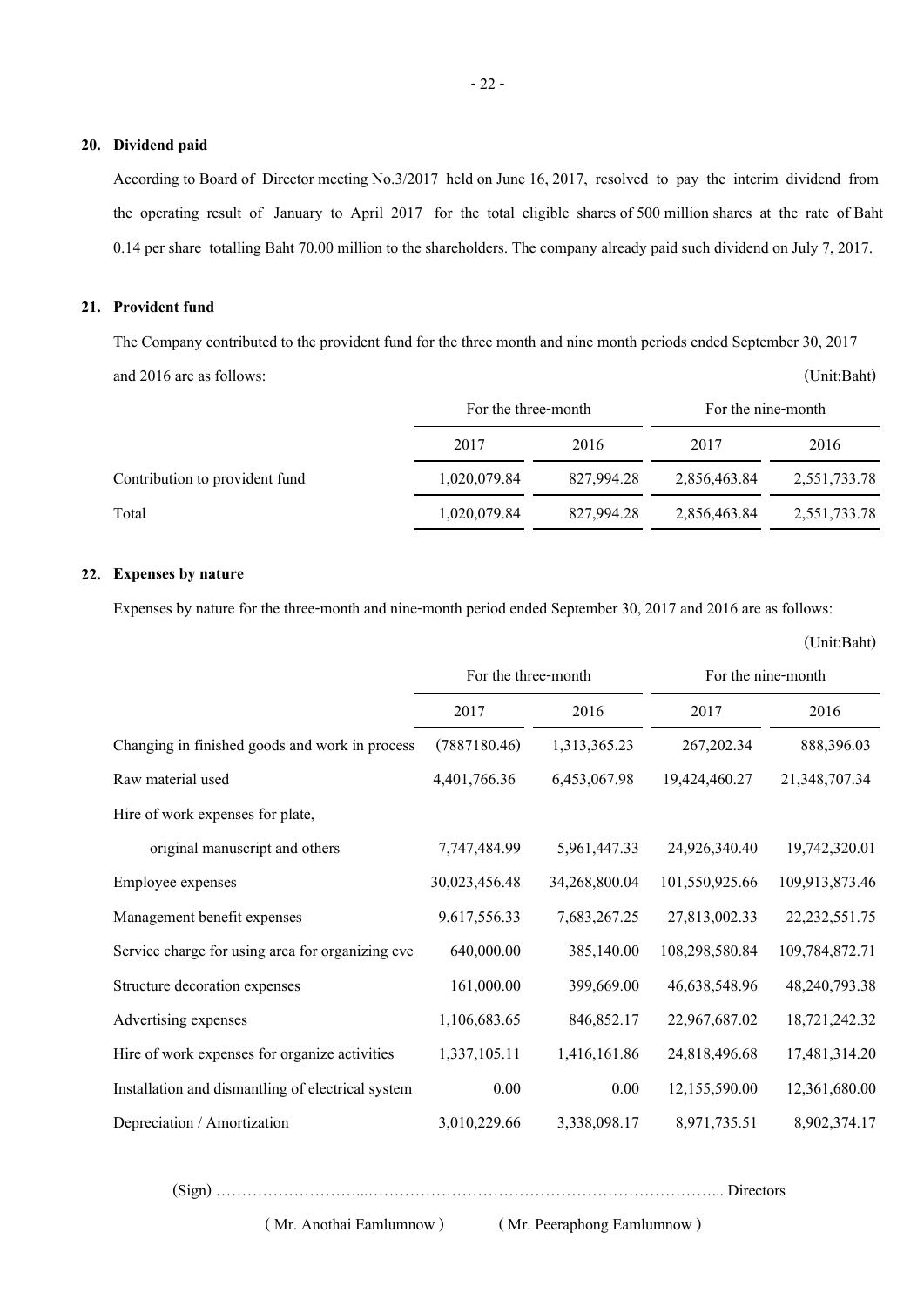## 20. Dividend paid

According to Board of Director meeting No.3/2017 held on June 16, 2017, resolved to pay the interim dividend from the operating result of January to April 2017 for the total eligible shares of 500 million shares at the rate of Baht 0.14 per share totalling Baht 70.00 million to the shareholders. The company already paid such dividend on July 7, 2017.

## 21. Provident fund

The Company contributed to the provident fund for the three month and nine month periods ended September 30, 2017 and 2016 are as follows:

(Unit:Baht)

| | For the three-month | | For the nine-month | |
|---|---|---|---|---|
| | 2017 | 2016 | 2017 | 2016 |
| Contribution to provident fund | 1,020,079.84 | 827,994.28 | 2,856,463.84 | 2,551,733.78 |
| Total | 1,020,079.84 | 827,994.28 | 2,856,463.84 | 2,551,733.78 |

## 22. Expenses by nature

Expenses by nature for the three-month and nine-month period ended September 30, 2017 and 2016 are as follows:

(Unit:Baht)

| | For the three-month | | For the nine-month | |
|---|---|---|---|---|
| | 2017 | 2016 | 2017 | 2016 |
| Changing in finished goods and work in process | (7887180.46) | 1,313,365.23 | 267,202.34 | 888,396.03 |
| Raw material used | 4,401,766.36 | 6,453,067.98 | 19,424,460.27 | 21,348,707.34 |
| Hire of work expenses for plate, original manuscript and others | 7,747,484.99 | 5,961,447.33 | 24,926,340.40 | 19,742,320.01 |
| Employee expenses | 30,023,456.48 | 34,268,800.04 | 101,550,925.66 | 109,913,873.46 |
| Management benefit expenses | 9,617,556.33 | 7,683,267.25 | 27,813,002.33 | 22,232,551.75 |
| Service charge for using area for organizing eve | 640,000.00 | 385,140.00 | 108,298,580.84 | 109,784,872.71 |
| Structure decoration expenses | 161,000.00 | 399,669.00 | 46,638,548.96 | 48,240,793.38 |
| Advertising expenses | 1,106,683.65 | 846,852.17 | 22,967,687.02 | 18,721,242.32 |
| Hire of work expenses for organize activities | 1,337,105.11 | 1,416,161.86 | 24,818,496.68 | 17,481,314.20 |
| Installation and dismantling of electrical system | 0.00 | 0.00 | 12,155,590.00 | 12,361,680.00 |
| Depreciation / Amortization | 3,010,229.66 | 3,338,098.17 | 8,971,735.51 | 8,902,374.17 |

(Sign) ………………………...………………………………………………………….. Directors

( Mr. Anothai Eamlumnow ) ( Mr. Peeraphong Eamlumnow )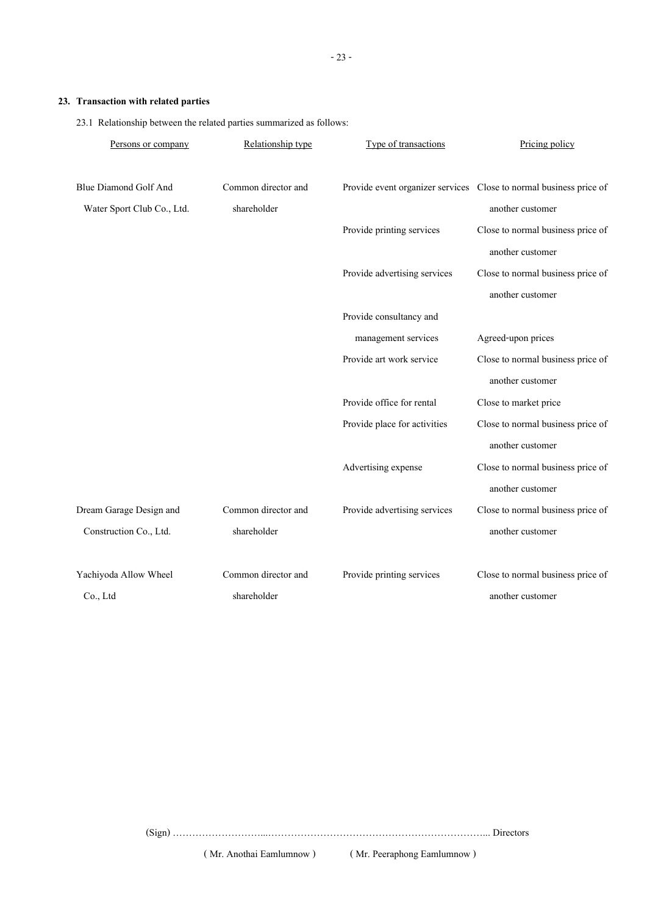## 23. Transaction with related parties

23.1 Relationship between the related parties summarized as follows:

| Persons or company | Relationship type | Type of transactions | Pricing policy |
|---|---|---|---|
| Blue Diamond Golf And Water Sport Club Co., Ltd. | Common director and shareholder | Provide event organizer services | Close to normal business price of another customer |
| | | Provide printing services | Close to normal business price of another customer |
| | | Provide advertising services | Close to normal business price of another customer |
| | | Provide consultancy and management services | Agreed-upon prices |
| | | Provide art work service | Close to normal business price of another customer |
| | | Provide office for rental | Close to market price |
| | | Provide place for activities | Close to normal business price of another customer |
| | | Advertising expense | Close to normal business price of another customer |
| Dream Garage Design and Construction Co., Ltd. | Common director and shareholder | Provide advertising services | Close to normal business price of another customer |
| Yachiyoda Allow Wheel Co., Ltd | Common director and shareholder | Provide printing services | Close to normal business price of another customer |

(Sign) ………………………...………………………………………………………... Directors

( Mr. Anothai Eamlumnow ) ( Mr. Peeraphong Eamlumnow )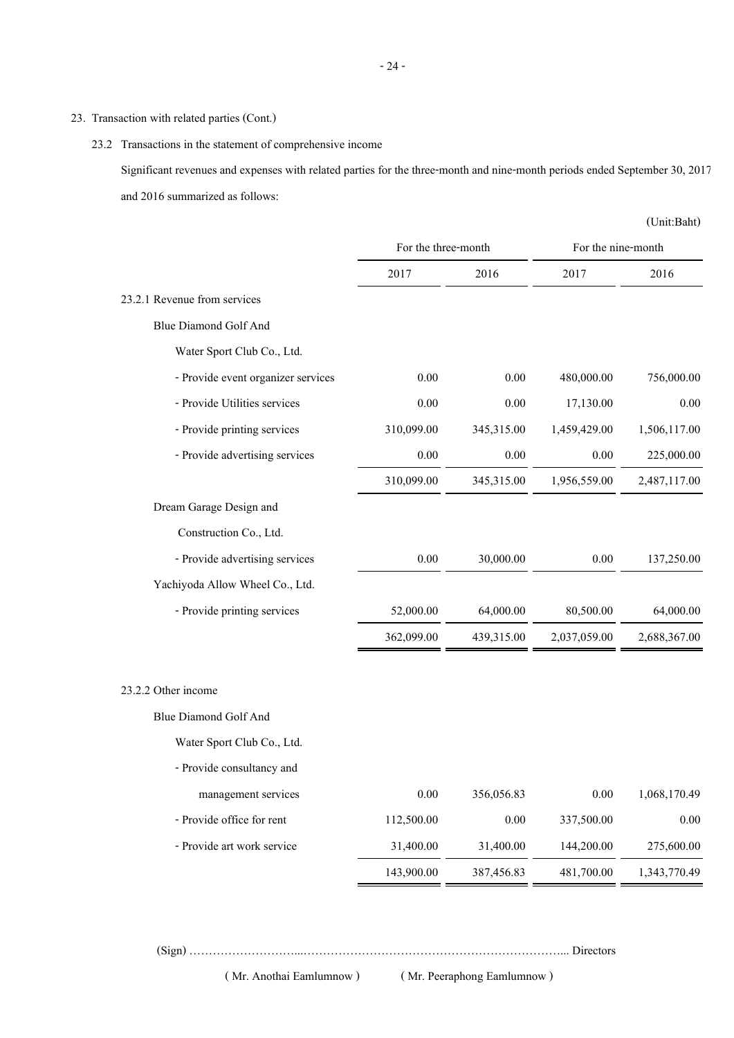23. Transaction with related parties (Cont.)

23.2 Transactions in the statement of comprehensive income

Significant revenues and expenses with related parties for the three-month and nine-month periods ended September 30, 2017 and 2016 summarized as follows:

(Unit:Baht)

| | For the three-month | | For the nine-month | |
|---|---|---|---|---|
| | 2017 | 2016 | 2017 | 2016 |
| 23.2.1 Revenue from services | | | | |
| Blue Diamond Golf And Water Sport Club Co., Ltd. | | | | |
| - Provide event organizer services | 0.00 | 0.00 | 480,000.00 | 756,000.00 |
| - Provide Utilities services | 0.00 | 0.00 | 17,130.00 | 0.00 |
| - Provide printing services | 310,099.00 | 345,315.00 | 1,459,429.00 | 1,506,117.00 |
| - Provide advertising services | 0.00 | 0.00 | 0.00 | 225,000.00 |
| | 310,099.00 | 345,315.00 | 1,956,559.00 | 2,487,117.00 |
| Dream Garage Design and Construction Co., Ltd. | | | | |
| - Provide advertising services | 0.00 | 30,000.00 | 0.00 | 137,250.00 |
| Yachiyoda Allow Wheel Co., Ltd. | | | | |
| - Provide printing services | 52,000.00 | 64,000.00 | 80,500.00 | 64,000.00 |
| | 362,099.00 | 439,315.00 | 2,037,059.00 | 2,688,367.00 |
| 23.2.2 Other income | | | | |
| Blue Diamond Golf And Water Sport Club Co., Ltd. | | | | |
| - Provide consultancy and management services | 0.00 | 356,056.83 | 0.00 | 1,068,170.49 |
| - Provide office for rent | 112,500.00 | 0.00 | 337,500.00 | 0.00 |
| - Provide art work service | 31,400.00 | 31,400.00 | 144,200.00 | 275,600.00 |
| | 143,900.00 | 387,456.83 | 481,700.00 | 1,343,770.49 |

(Sign) ………………………...…………………………………………………….... Directors

( Mr. Anothai Eamlumnow ) ( Mr. Peeraphong Eamlumnow )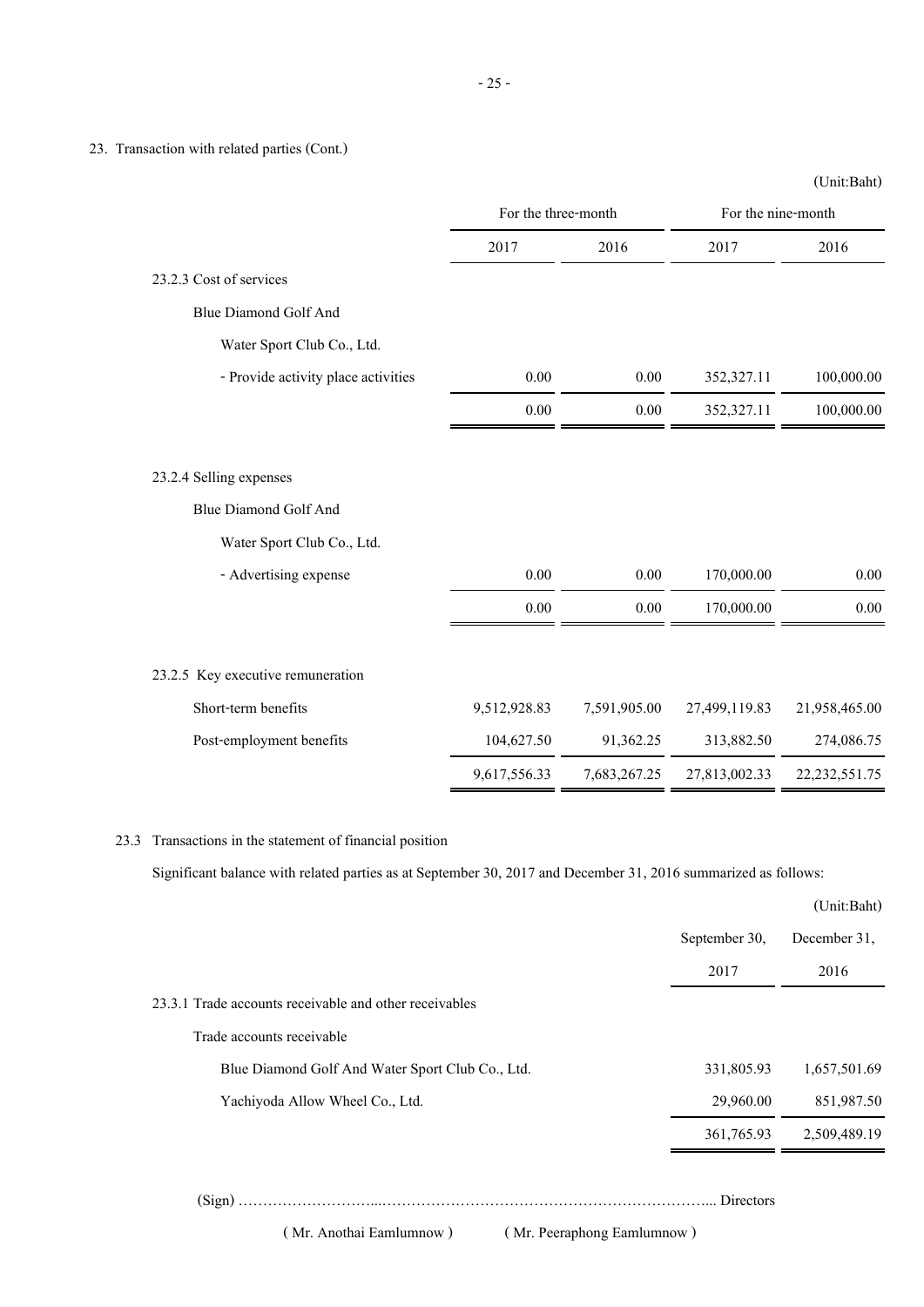23. Transaction with related parties (Cont.)

(Unit:Baht)

| | For the three-month | | For the nine-month | |
|---|---|---|---|---|
| | 2017 | 2016 | 2017 | 2016 |
| 23.2.3 Cost of services | | | | |
| Blue Diamond Golf And Water Sport Club Co., Ltd. | | | | |
| - Provide activity place activities | 0.00 | 0.00 | 352,327.11 | 100,000.00 |
| | 0.00 | 0.00 | 352,327.11 | 100,000.00 |
| 23.2.4 Selling expenses | | | | |
| Blue Diamond Golf And Water Sport Club Co., Ltd. | | | | |
| - Advertising expense | 0.00 | 0.00 | 170,000.00 | 0.00 |
| | 0.00 | 0.00 | 170,000.00 | 0.00 |
| 23.2.5 Key executive remuneration | | | | |
| Short-term benefits | 9,512,928.83 | 7,591,905.00 | 27,499,119.83 | 21,958,465.00 |
| Post-employment benefits | 104,627.50 | 91,362.25 | 313,882.50 | 274,086.75 |
| | 9,617,556.33 | 7,683,267.25 | 27,813,002.33 | 22,232,551.75 |

23.3 Transactions in the statement of financial position

Significant balance with related parties as at September 30, 2017 and December 31, 2016 summarized as follows:

(Unit:Baht)

| | September 30, 2017 | December 31, 2016 |
|---|---|---|
| 23.3.1 Trade accounts receivable and other receivables | | |
| Trade accounts receivable | | |
| Blue Diamond Golf And Water Sport Club Co., Ltd. | 331,805.93 | 1,657,501.69 |
| Yachiyoda Allow Wheel Co., Ltd. | 29,960.00 | 851,987.50 |
| | 361,765.93 | 2,509,489.19 |

(Sign) ………………………...…………………………………………………………... Directors

( Mr. Anothai Eamlumnow ) ( Mr. Peeraphong Eamlumnow )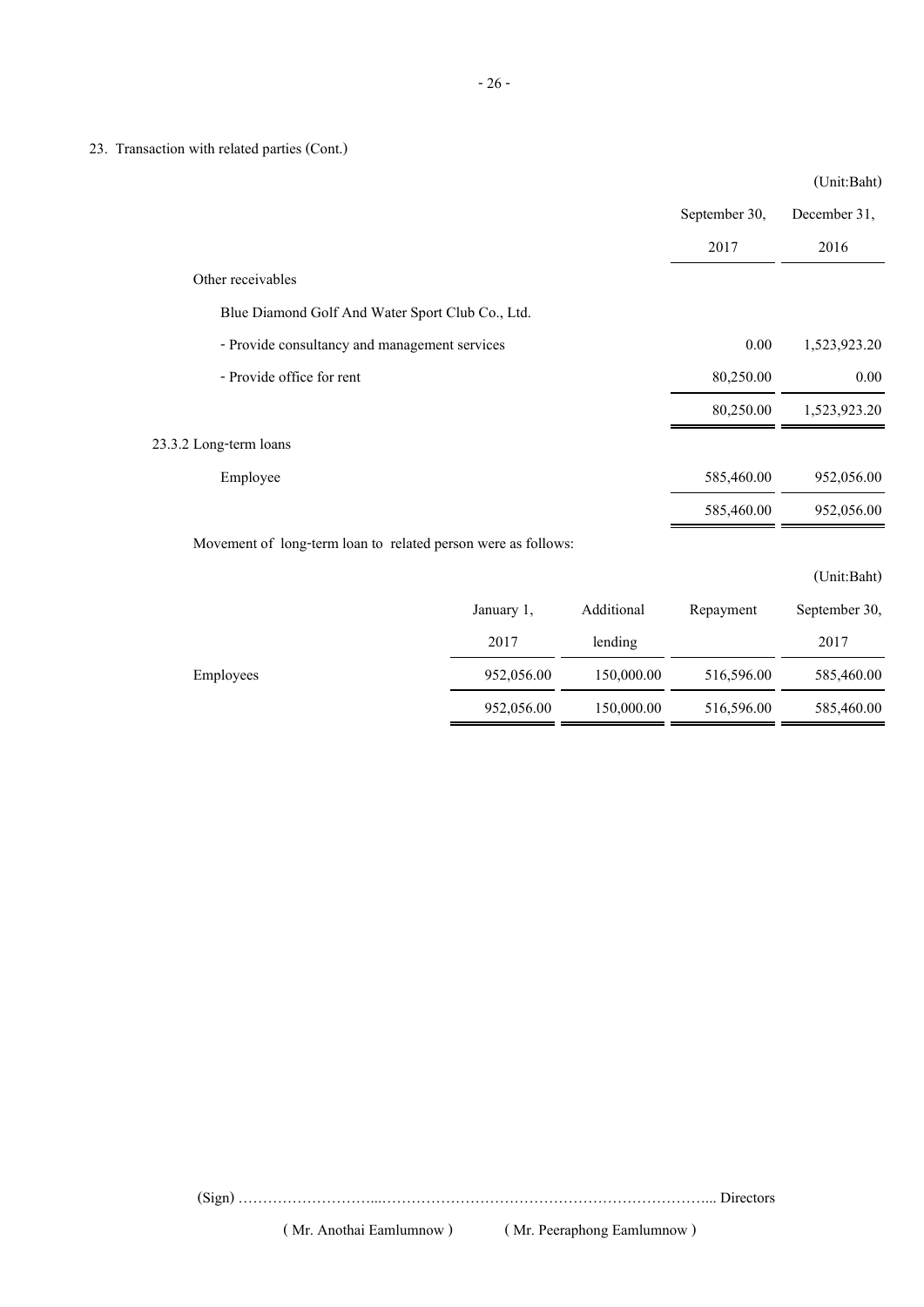23. Transaction with related parties (Cont.)

(Unit:Baht)

| | September 30, 2017 | December 31, 2016 |
|---|---|---|
| Other receivables | | |
| Blue Diamond Golf And Water Sport Club Co., Ltd. | | |
| - Provide consultancy and management services | 0.00 | 1,523,923.20 |
| - Provide office for rent | 80,250.00 | 0.00 |
| | 80,250.00 | 1,523,923.20 |
| 23.3.2 Long-term loans | | |
| Employee | 585,460.00 | 952,056.00 |
| | 585,460.00 | 952,056.00 |

Movement of long-term loan to related person were as follows:

(Unit:Baht)

| | January 1, 2017 | Additional lending | Repayment | September 30, 2017 |
|---|---|---|---|---|
| Employees | 952,056.00 | 150,000.00 | 516,596.00 | 585,460.00 |
| | 952,056.00 | 150,000.00 | 516,596.00 | 585,460.00 |

(Sign) ……………………...………………………………………………………... Directors

( Mr. Anothai Eamlumnow ) ( Mr. Peeraphong Eamlumnow )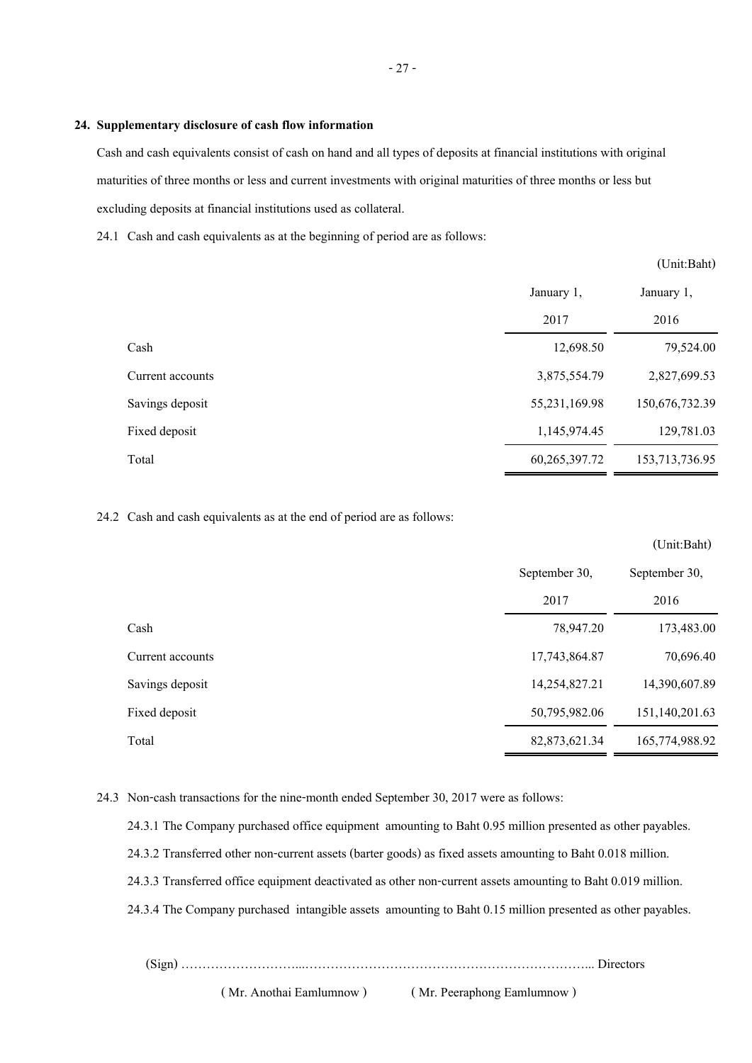## 24. Supplementary disclosure of cash flow information

Cash and cash equivalents consist of cash on hand and all types of deposits at financial institutions with original maturities of three months or less and current investments with original maturities of three months or less but excluding deposits at financial institutions used as collateral.

24.1 Cash and cash equivalents as at the beginning of period are as follows:

(Unit:Baht)

| | January 1, 2017 | January 1, 2016 |
|---|---|---|
| Cash | 12,698.50 | 79,524.00 |
| Current accounts | 3,875,554.79 | 2,827,699.53 |
| Savings deposit | 55,231,169.98 | 150,676,732.39 |
| Fixed deposit | 1,145,974.45 | 129,781.03 |
| Total | 60,265,397.72 | 153,713,736.95 |

24.2 Cash and cash equivalents as at the end of period are as follows:

(Unit:Baht)

| | September 30, 2017 | September 30, 2016 |
|---|---|---|
| Cash | 78,947.20 | 173,483.00 |
| Current accounts | 17,743,864.87 | 70,696.40 |
| Savings deposit | 14,254,827.21 | 14,390,607.89 |
| Fixed deposit | 50,795,982.06 | 151,140,201.63 |
| Total | 82,873,621.34 | 165,774,988.92 |

24.3 Non-cash transactions for the nine-month ended September 30, 2017 were as follows:

24.3.1 The Company purchased office equipment amounting to Baht 0.95 million presented as other payables.

24.3.2 Transferred other non-current assets (barter goods) as fixed assets amounting to Baht 0.018 million.

24.3.3 Transferred office equipment deactivated as other non-current assets amounting to Baht 0.019 million.

24.3.4 The Company purchased intangible assets amounting to Baht 0.15 million presented as other payables.

(Sign) ………………………...………………………………………………………... Directors

( Mr. Anothai Eamlumnow ) ( Mr. Peeraphong Eamlumnow )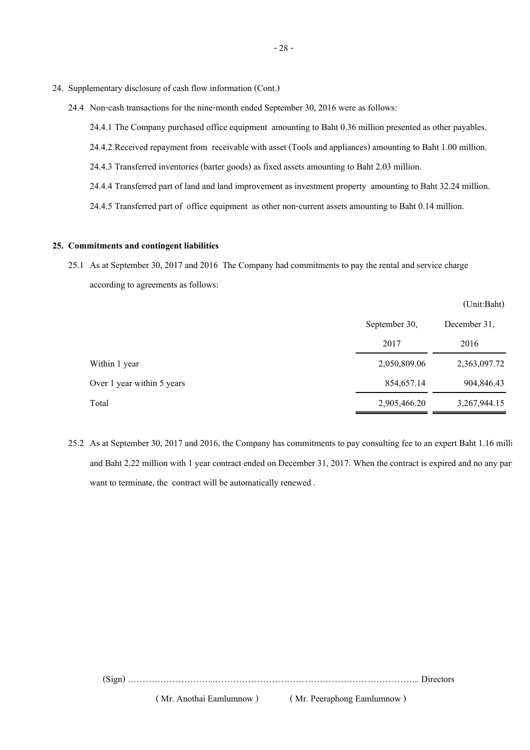24. Supplementary disclosure of cash flow information (Cont.)

24.4 Non-cash transactions for the nine-month ended September 30, 2016 were as follows:

24.4.1 The Company purchased office equipment amounting to Baht 0.36 million presented as other payables.

24.4.2 Received repayment from receivable with asset (Tools and appliances) amounting to Baht 1.00 million.

24.4.3 Transferred inventories (barter goods) as fixed assets amounting to Baht 2.03 million.

24.4.4 Transferred part of land and land improvement as investment property amounting to Baht 32.24 million.

24.4.5 Transferred part of office equipment as other non-current assets amounting to Baht 0.14 million.

**25. Commitments and contingent liabilities**

25.1 As at September 30, 2017 and 2016 The Company had commitments to pay the rental and service charge according to agreements as follows:

(Unit:Baht)

| | September 30, 2017 | December 31, 2016 |
|---|---|---|
| Within 1 year | 2,050,809.06 | 2,363,097.72 |
| Over 1 year within 5 years | 854,657.14 | 904,846.43 |
| Total | 2,905,466.20 | 3,267,944.15 |

25.2 As at September 30, 2017 and 2016, the Company has commitments to pay consulting fee to an expert Baht 1.16 milli and Baht 2.22 million with 1 year contract ended on December 31, 2017. When the contract is expired and no any part want to terminate, the contract will be automatically renewed .

(Sign) ……………………...………………………………………………………... Directors

( Mr. Anothai Eamlumnow ) ( Mr. Peeraphong Eamlumnow )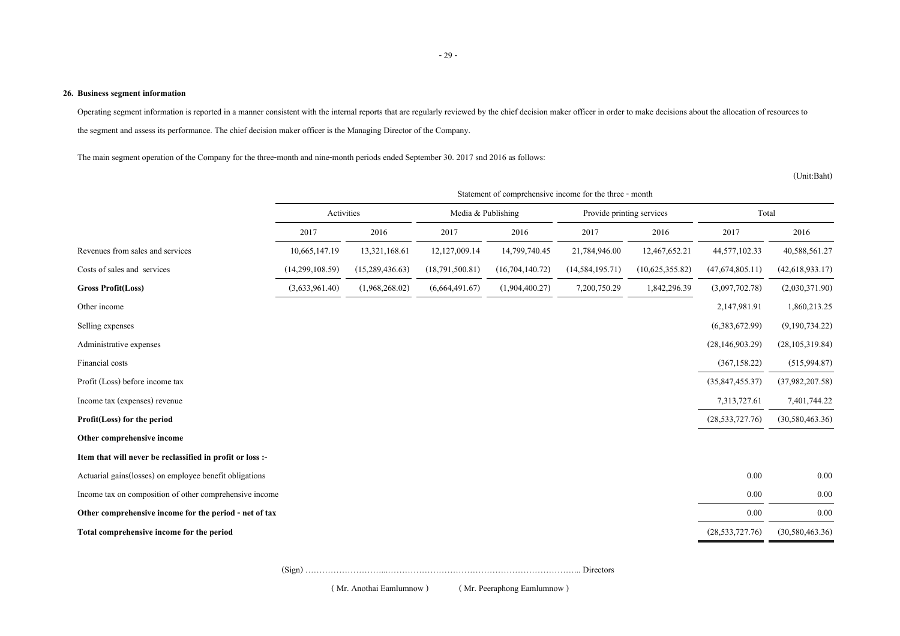**26. Business segment information**

Operating segment information is reported in a manner consistent with the internal reports that are regularly reviewed by the chief decision maker officer in order to make decisions about the allocation of resources to the segment and assess its performance. The chief decision maker officer is the Managing Director of the Company.

The main segment operation of the Company for the three-month and nine-month periods ended September 30. 2017 snd 2016 as follows:

(Unit:Baht)

| | Statement of comprehensive income for the three - month | | | | | | | |
|---|---|---|---|---|---|---|---|---|
| | Activities | | Media & Publishing | | Provide printing services | | Total | |
| | 2017 | 2016 | 2017 | 2016 | 2017 | 2016 | 2017 | 2016 |
| Revenues from sales and services | 10,665,147.19 | 13,321,168.61 | 12,127,009.14 | 14,799,740.45 | 21,784,946.00 | 12,467,652.21 | 44,577,102.33 | 40,588,561.27 |
| Costs of sales and services | (14,299,108.59) | (15,289,436.63) | (18,791,500.81) | (16,704,140.72) | (14,584,195.71) | (10,625,355.82) | (47,674,805.11) | (42,618,933.17) |
| **Gross Profit(Loss)** | (3,633,961.40) | (1,968,268.02) | (6,664,491.67) | (1,904,400.27) | 7,200,750.29 | 1,842,296.39 | (3,097,702.78) | (2,030,371.90) |
| Other income | | | | | | | 2,147,981.91 | 1,860,213.25 |
| Selling expenses | | | | | | | (6,383,672.99) | (9,190,734.22) |
| Administrative expenses | | | | | | | (28,146,903.29) | (28,105,319.84) |
| Financial costs | | | | | | | (367,158.22) | (515,994.87) |
| Profit (Loss) before income tax | | | | | | | (35,847,455.37) | (37,982,207.58) |
| Income tax (expenses) revenue | | | | | | | 7,313,727.61 | 7,401,744.22 |
| **Profit(Loss) for the period** | | | | | | | (28,533,727.76) | (30,580,463.36) |
| **Other comprehensive income** | | | | | | | | |
| **Item that will never be reclassified in profit or loss :-** | | | | | | | | |
| Actuarial gains(losses) on employee benefit obligations | | | | | | | 0.00 | 0.00 |
| Income tax on composition of other comprehensive income | | | | | | | 0.00 | 0.00 |
| **Other comprehensive income for the period - net of tax** | | | | | | | 0.00 | 0.00 |
| **Total comprehensive income for the period** | | | | | | | (28,533,727.76) | (30,580,463.36) |

(Sign) ………………………...…………………………………………………………... Directors

( Mr. Anothai Eamlumnow ) ( Mr. Peeraphong Eamlumnow )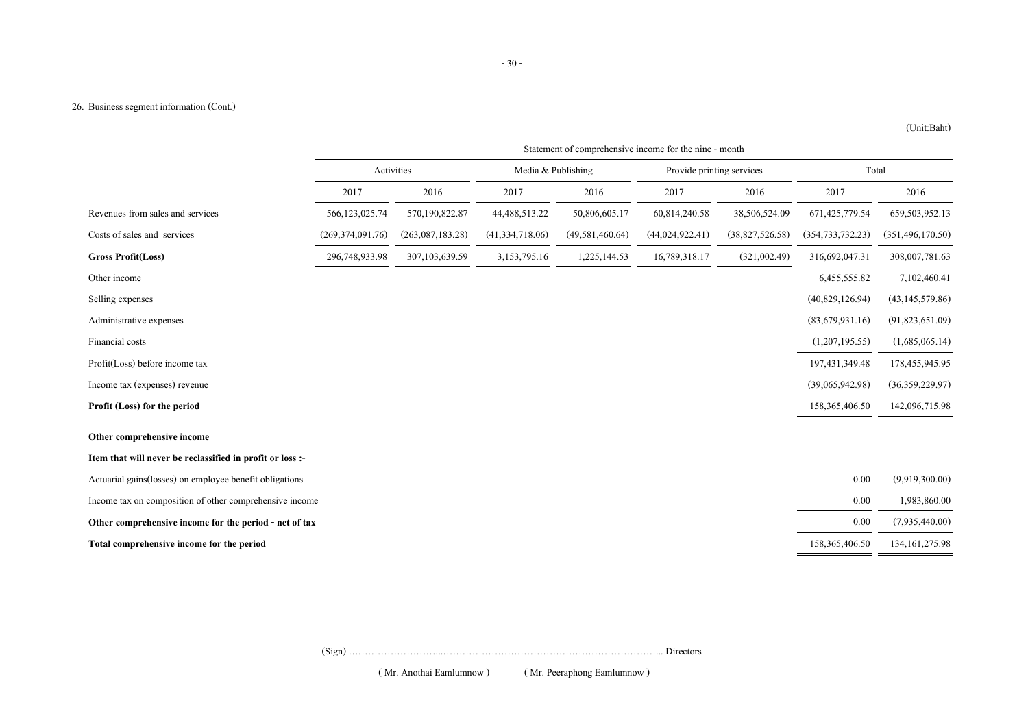26. Business segment information (Cont.)

(Unit:Baht)

| | Statement of comprehensive income for the nine - month | | | | | | | |
|---|---|---|---|---|---|---|---|---|
| | Activities | | Media & Publishing | | Provide printing services | | Total | |
| | 2017 | 2016 | 2017 | 2016 | 2017 | 2016 | 2017 | 2016 |
| Revenues from sales and services | 566,123,025.74 | 570,190,822.87 | 44,488,513.22 | 50,806,605.17 | 60,814,240.58 | 38,506,524.09 | 671,425,779.54 | 659,503,952.13 |
| Costs of sales and services | (269,374,091.76) | (263,087,183.28) | (41,334,718.06) | (49,581,460.64) | (44,024,922.41) | (38,827,526.58) | (354,733,732.23) | (351,496,170.50) |
| **Gross Profit(Loss)** | 296,748,933.98 | 307,103,639.59 | 3,153,795.16 | 1,225,144.53 | 16,789,318.17 | (321,002.49) | 316,692,047.31 | 308,007,781.63 |
| Other income | | | | | | | 6,455,555.82 | 7,102,460.41 |
| Selling expenses | | | | | | | (40,829,126.94) | (43,145,579.86) |
| Administrative expenses | | | | | | | (83,679,931.16) | (91,823,651.09) |
| Financial costs | | | | | | | (1,207,195.55) | (1,685,065.14) |
| Profit(Loss) before income tax | | | | | | | 197,431,349.48 | 178,455,945.95 |
| Income tax (expenses) revenue | | | | | | | (39,065,942.98) | (36,359,229.97) |
| **Profit (Loss) for the period** | | | | | | | 158,365,406.50 | 142,096,715.98 |
| **Other comprehensive income** | | | | | | | | |
| **Item that will never be reclassified in profit or loss :-** | | | | | | | | |
| Actuarial gains(losses) on employee benefit obligations | | | | | | | 0.00 | (9,919,300.00) |
| Income tax on composition of other comprehensive income | | | | | | | 0.00 | 1,983,860.00 |
| **Other comprehensive income for the period - net of tax** | | | | | | | 0.00 | (7,935,440.00) |
| **Total comprehensive income for the period** | | | | | | | 158,365,406.50 | 134,161,275.98 |

(Sign) ………………………...…………………………………………………………... Directors

( Mr. Anothai Eamlumnow ) ( Mr. Peeraphong Eamlumnow )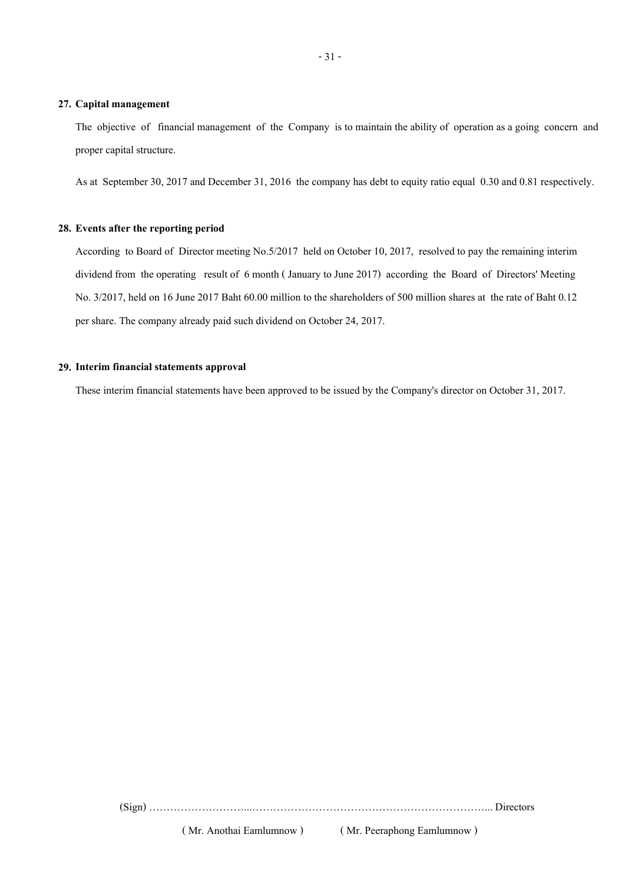## 27. Capital management

The objective of financial management of the Company is to maintain the ability of operation as a going concern and proper capital structure.

As at September 30, 2017 and December 31, 2016 the company has debt to equity ratio equal 0.30 and 0.81 respectively.

## 28. Events after the reporting period

According to Board of Director meeting No.5/2017 held on October 10, 2017, resolved to pay the remaining interim dividend from the operating result of 6 month ( January to June 2017) according the Board of Directors' Meeting No. 3/2017, held on 16 June 2017 Baht 60.00 million to the shareholders of 500 million shares at the rate of Baht 0.12 per share. The company already paid such dividend on October 24, 2017.

## 29. Interim financial statements approval

These interim financial statements have been approved to be issued by the Company's director on October 31, 2017.

(Sign) ………………………...……………………………………………………….. Directors

( Mr. Anothai Eamlumnow ) ( Mr. Peeraphong Eamlumnow )